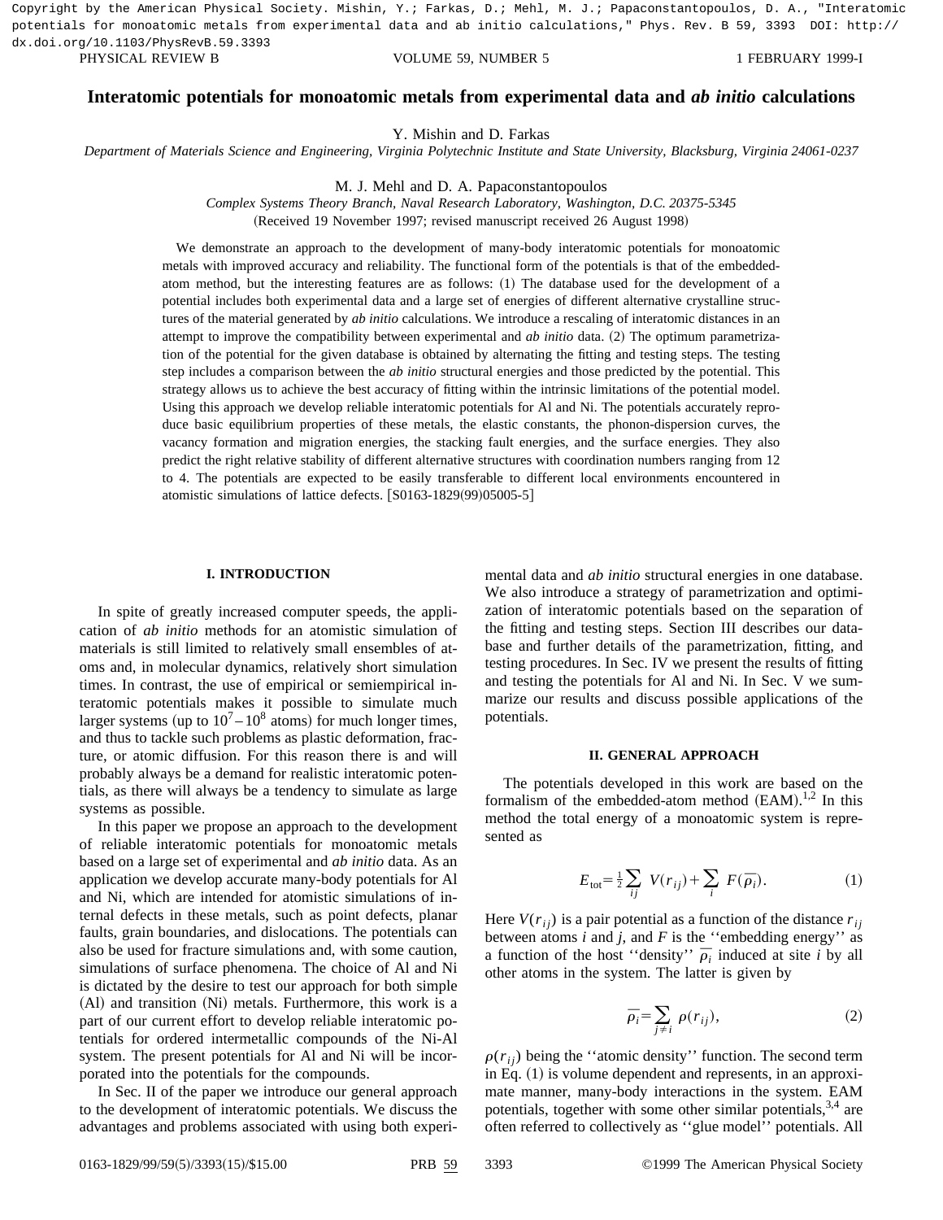Copyright by the American Physical Society. Mishin, Y.; Farkas, D.; Mehl, M. J.; Papaconstantopoulos, D. A., "Interatomic potentials for monoatomic metals from experimental data and ab initio calculations," Phys. Rev. B 59, 3393 DOI: http://dx.doi.org/10.1103/PhysRevB.59.3393

# Interatomic potentials for monoatomic metals from experimental data and *ab initio* calculations

Y. Mishin and D. Farkas

*Department of Materials Science and Engineering, Virginia Polytechnic Institute and State University, Blacksburg, Virginia 24061-0237*

M. J. Mehl and D. A. Papaconstantopoulos

*Complex Systems Theory Branch, Naval Research Laboratory, Washington, D.C. 20375-5345*

(Received 19 November 1997; revised manuscript received 26 August 1998)

We demonstrate an approach to the development of many-body interatomic potentials for monoatomic metals with improved accuracy and reliability. The functional form of the potentials is that of the embedded-atom method, but the interesting features are as follows: (1) The database used for the development of a potential includes both experimental data and a large set of energies of different alternative crystalline structures of the material generated by *ab initio* calculations. We introduce a rescaling of interatomic distances in an attempt to improve the compatibility between experimental and *ab initio* data. (2) The optimum parametrization of the potential for the given database is obtained by alternating the fitting and testing steps. The testing step includes a comparison between the *ab initio* structural energies and those predicted by the potential. This strategy allows us to achieve the best accuracy of fitting within the intrinsic limitations of the potential model. Using this approach we develop reliable interatomic potentials for Al and Ni. The potentials accurately reproduce basic equilibrium properties of these metals, the elastic constants, the phonon-dispersion curves, the vacancy formation and migration energies, the stacking fault energies, and the surface energies. They also predict the right relative stability of different alternative structures with coordination numbers ranging from 12 to 4. The potentials are expected to be easily transferable to different local environments encountered in atomistic simulations of lattice defects. [S0163-1829(99)05005-5]

## I. INTRODUCTION

In spite of greatly increased computer speeds, the application of *ab initio* methods for an atomistic simulation of materials is still limited to relatively small ensembles of atoms and, in molecular dynamics, relatively short simulation times. In contrast, the use of empirical or semiempirical interatomic potentials makes it possible to simulate much larger systems (up to $10^7-10^8$ atoms) for much longer times, and thus to tackle such problems as plastic deformation, fracture, or atomic diffusion. For this reason there is and will probably always be a demand for realistic interatomic potentials, as there will always be a tendency to simulate as large systems as possible.

In this paper we propose an approach to the development of reliable interatomic potentials for monoatomic metals based on a large set of experimental and *ab initio* data. As an application we develop accurate many-body potentials for Al and Ni, which are intended for atomistic simulations of internal defects in these metals, such as point defects, planar faults, grain boundaries, and dislocations. The potentials can also be used for fracture simulations and, with some caution, simulations of surface phenomena. The choice of Al and Ni is dictated by the desire to test our approach for both simple (Al) and transition (Ni) metals. Furthermore, this work is a part of our current effort to develop reliable interatomic potentials for ordered intermetallic compounds of the Ni-Al system. The present potentials for Al and Ni will be incorporated into the potentials for the compounds.

In Sec. II of the paper we introduce our general approach to the development of interatomic potentials. We discuss the advantages and problems associated with using both experimental data and *ab initio* structural energies in one database. We also introduce a strategy of parametrization and optimization of interatomic potentials based on the separation of the fitting and testing steps. Section III describes our database and further details of the parametrization, fitting, and testing procedures. In Sec. IV we present the results of fitting and testing the potentials for Al and Ni. In Sec. V we summarize our results and discuss possible applications of the potentials.

## II. GENERAL APPROACH

The potentials developed in this work are based on the formalism of the embedded-atom method (EAM).[1,2] In this method the total energy of a monoatomic system is represented as

$$E_{\text{tot}} = \frac{1}{2}\sum_{ij} V(r_{ij}) + \sum_{i} F(\bar{\rho}_i). \tag{1}$$

Here $V(r_{ij})$ is a pair potential as a function of the distance $r_{ij}$ between atoms $i$ and $j$, and $F$ is the ''embedding energy'' as a function of the host ''density'' $\bar{\rho}_i$ induced at site $i$ by all other atoms in the system. The latter is given by

$$\bar{\rho}_i = \sum_{j \neq i} \rho(r_{ij}), \tag{2}$$

$\rho(r_{ij})$ being the ''atomic density'' function. The second term in Eq. (1) is volume dependent and represents, in an approximate manner, many-body interactions in the system. EAM potentials, together with some other similar potentials,[3,4] are often referred to collectively as ''glue model'' potentials. All

0163-1829/99/59(5)/3393(15)/$15.00 ©1999 The American Physical Society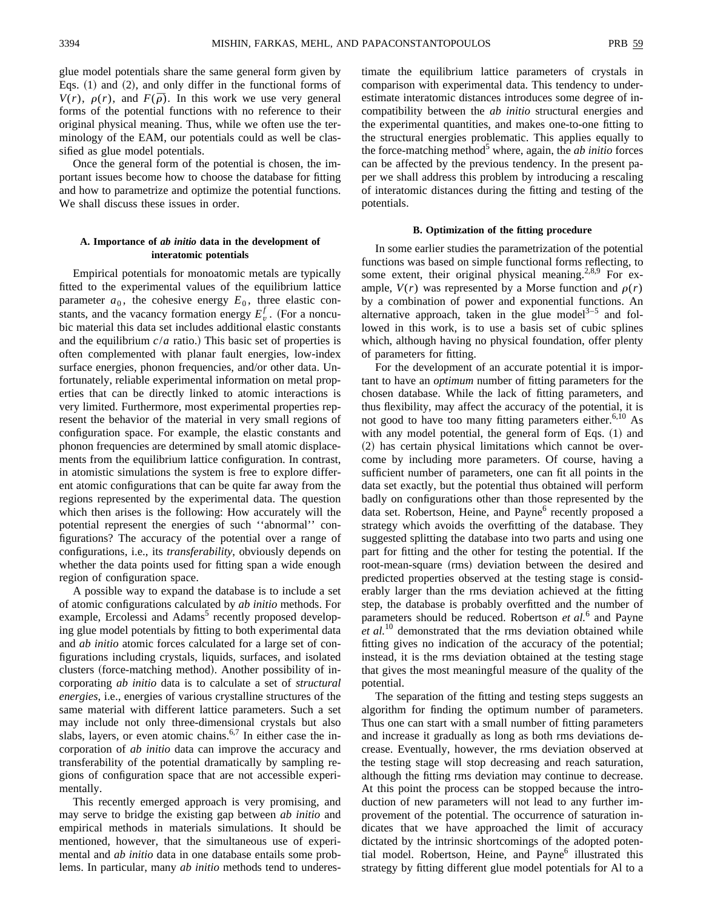glue model potentials share the same general form given by Eqs. (1) and (2), and only differ in the functional forms of $V(r)$, $\rho(r)$, and $F(\bar{\rho})$. In this work we use very general forms of the potential functions with no reference to their original physical meaning. Thus, while we often use the terminology of the EAM, our potentials could as well be classified as glue model potentials.

Once the general form of the potential is chosen, the important issues become how to choose the database for fitting and how to parametrize and optimize the potential functions. We shall discuss these issues in order.

### A. Importance of *ab initio* data in the development of interatomic potentials

Empirical potentials for monoatomic metals are typically fitted to the experimental values of the equilibrium lattice parameter $a_0$, the cohesive energy $E_0$, three elastic constants, and the vacancy formation energy $E_v^f$. (For a noncubic material this data set includes additional elastic constants and the equilibrium $c/a$ ratio.) This basic set of properties is often complemented with planar fault energies, low-index surface energies, phonon frequencies, and/or other data. Unfortunately, reliable experimental information on metal properties that can be directly linked to atomic interactions is very limited. Furthermore, most experimental properties represent the behavior of the material in very small regions of configuration space. For example, the elastic constants and phonon frequencies are determined by small atomic displacements from the equilibrium lattice configuration. In contrast, in atomistic simulations the system is free to explore different atomic configurations that can be quite far away from the regions represented by the experimental data. The question which then arises is the following: How accurately will the potential represent the energies of such ''abnormal'' configurations? The accuracy of the potential over a range of configurations, i.e., its *transferability*, obviously depends on whether the data points used for fitting span a wide enough region of configuration space.

A possible way to expand the database is to include a set of atomic configurations calculated by *ab initio* methods. For example, Ercolessi and Adams[5] recently proposed developing glue model potentials by fitting to both experimental data and *ab initio* atomic forces calculated for a large set of configurations including crystals, liquids, surfaces, and isolated clusters (force-matching method). Another possibility of incorporating *ab initio* data is to calculate a set of *structural energies*, i.e., energies of various crystalline structures of the same material with different lattice parameters. Such a set may include not only three-dimensional crystals but also slabs, layers, or even atomic chains.[6,7] In either case the incorporation of *ab initio* data can improve the accuracy and transferability of the potential dramatically by sampling regions of configuration space that are not accessible experimentally.

This recently emerged approach is very promising, and may serve to bridge the existing gap between *ab initio* and empirical methods in materials simulations. It should be mentioned, however, that the simultaneous use of experimental and *ab initio* data in one database entails some problems. In particular, many *ab initio* methods tend to underestimate the equilibrium lattice parameters of crystals in comparison with experimental data. This tendency to underestimate interatomic distances introduces some degree of incompatibility between the *ab initio* structural energies and the experimental quantities, and makes one-to-one fitting to the structural energies problematic. This applies equally to the force-matching method[5] where, again, the *ab initio* forces can be affected by the previous tendency. In the present paper we shall address this problem by introducing a rescaling of interatomic distances during the fitting and testing of the potentials.

### B. Optimization of the fitting procedure

In some earlier studies the parametrization of the potential functions was based on simple functional forms reflecting, to some extent, their original physical meaning.[2,8,9] For example, $V(r)$ was represented by a Morse function and $\rho(r)$ by a combination of power and exponential functions. An alternative approach, taken in the glue model[3–5] and followed in this work, is to use a basis set of cubic splines which, although having no physical foundation, offer plenty of parameters for fitting.

For the development of an accurate potential it is important to have an *optimum* number of fitting parameters for the chosen database. While the lack of fitting parameters, and thus flexibility, may affect the accuracy of the potential, it is not good to have too many fitting parameters either.[6,10] As with any model potential, the general form of Eqs. (1) and (2) has certain physical limitations which cannot be overcome by including more parameters. Of course, having a sufficient number of parameters, one can fit all points in the data set exactly, but the potential thus obtained will perform badly on configurations other than those represented by the data set. Robertson, Heine, and Payne[6] recently proposed a strategy which avoids the overfitting of the database. They suggested splitting the database into two parts and using one part for fitting and the other for testing the potential. If the root-mean-square (rms) deviation between the desired and predicted properties observed at the testing stage is considerably larger than the rms deviation achieved at the fitting step, the database is probably overfitted and the number of parameters should be reduced. Robertson *et al.*[6] and Payne *et al.*[10] demonstrated that the rms deviation obtained while fitting gives no indication of the accuracy of the potential; instead, it is the rms deviation obtained at the testing stage that gives the most meaningful measure of the quality of the potential.

The separation of the fitting and testing steps suggests an algorithm for finding the optimum number of parameters. Thus one can start with a small number of fitting parameters and increase it gradually as long as both rms deviations decrease. Eventually, however, the rms deviation observed at the testing stage will stop decreasing and reach saturation, although the fitting rms deviation may continue to decrease. At this point the process can be stopped because the introduction of new parameters will not lead to any further improvement of the potential. The occurrence of saturation indicates that we have approached the limit of accuracy dictated by the intrinsic shortcomings of the adopted potential model. Robertson, Heine, and Payne[6] illustrated this strategy by fitting different glue model potentials for Al to a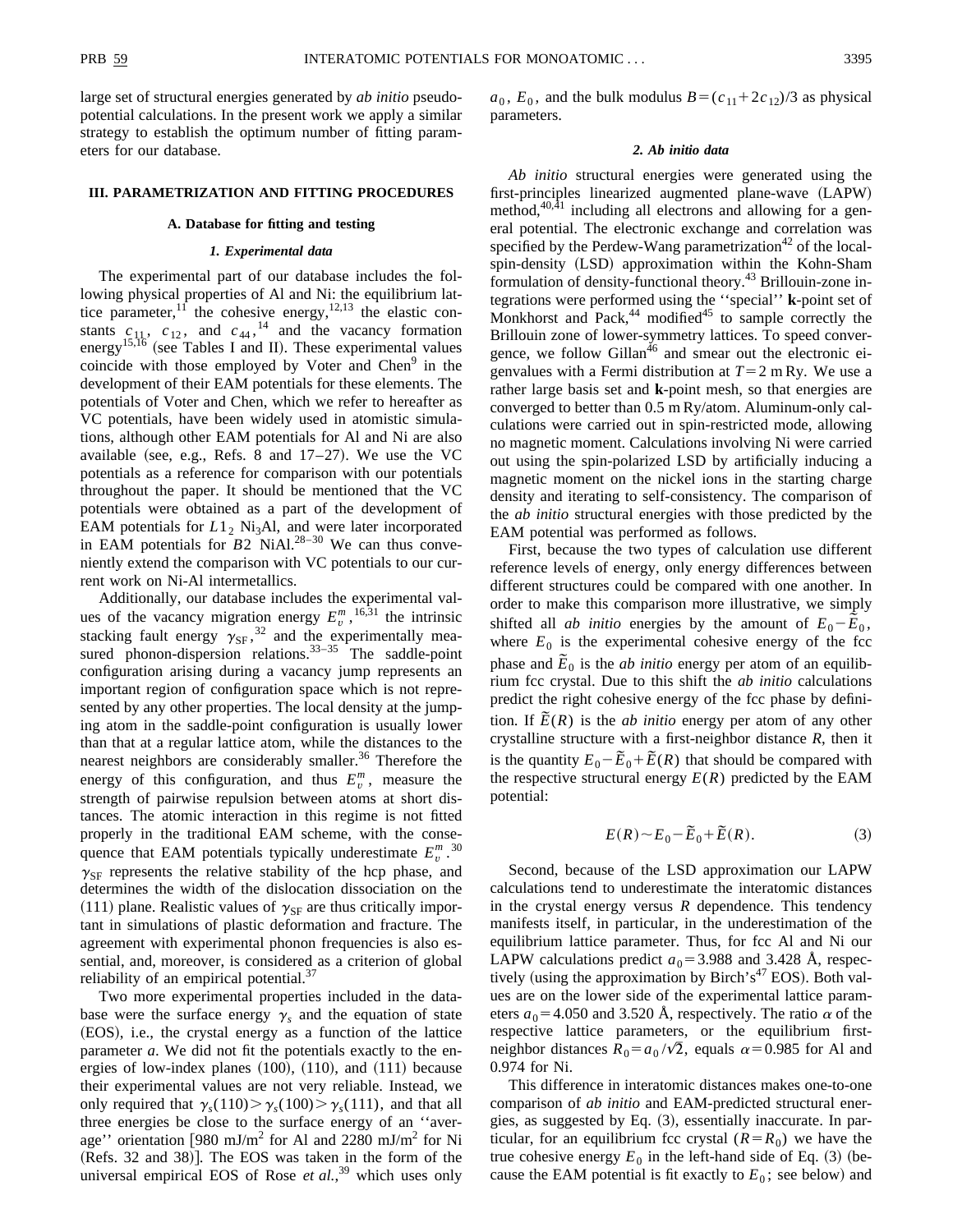large set of structural energies generated by *ab initio* pseudopotential calculations. In the present work we apply a similar strategy to establish the optimum number of fitting parameters for our database.

## III. PARAMETRIZATION AND FITTING PROCEDURES

### A. Database for fitting and testing

#### 1. Experimental data

The experimental part of our database includes the following physical properties of Al and Ni: the equilibrium lattice parameter,[11] the cohesive energy,[12,13] the elastic constants $c_{11}$, $c_{12}$, and $c_{44}$,[14] and the vacancy formation energy[15,16] (see Tables I and II). These experimental values coincide with those employed by Voter and Chen[9] in the development of their EAM potentials for these elements. The potentials of Voter and Chen, which we refer to hereafter as VC potentials, have been widely used in atomistic simulations, although other EAM potentials for Al and Ni are also available (see, e.g., Refs. 8 and 17–27). We use the VC potentials as a reference for comparison with our potentials throughout the paper. It should be mentioned that the VC potentials were obtained as a part of the development of EAM potentials for $L1_2$ $Ni_3Al$, and were later incorporated in EAM potentials for $B2$ NiAl.[28–30] We can thus conveniently extend the comparison with VC potentials to our current work on Ni-Al intermetallics.

Additionally, our database includes the experimental values of the vacancy migration energy $E_v^m$,[16,31] the intrinsic stacking fault energy $\gamma_{SF}$,[32] and the experimentally measured phonon-dispersion relations.[33–35] The saddle-point configuration arising during a vacancy jump represents an important region of configuration space which is not represented by any other properties. The local density at the jumping atom in the saddle-point configuration is usually lower than that at a regular lattice atom, while the distances to the nearest neighbors are considerably smaller.[36] Therefore the energy of this configuration, and thus $E_v^m$, measure the strength of pairwise repulsion between atoms at short distances. The atomic interaction in this regime is not fitted properly in the traditional EAM scheme, with the consequence that EAM potentials typically underestimate $E_v^m$.[30] $\gamma_{SF}$ represents the relative stability of the hcp phase, and determines the width of the dislocation dissociation on the (111) plane. Realistic values of $\gamma_{SF}$ are thus critically important in simulations of plastic deformation and fracture. The agreement with experimental phonon frequencies is also essential, and, moreover, is considered as a criterion of global reliability of an empirical potential.[37]

Two more experimental properties included in the database were the surface energy $\gamma_s$ and the equation of state (EOS), i.e., the crystal energy as a function of the lattice parameter $a$. We did not fit the potentials exactly to the energies of low-index planes (100), (110), and (111) because their experimental values are not very reliable. Instead, we only required that $\gamma_s(110) > \gamma_s(100) > \gamma_s(111)$, and that all three energies be close to the surface energy of an "average" orientation [980 mJ/m$^2$ for Al and 2280 mJ/m$^2$ for Ni (Refs. 32 and 38)]. The EOS was taken in the form of the universal empirical EOS of Rose *et al.*,[39] which uses only $a_0$, $E_0$, and the bulk modulus $B=(c_{11}+2c_{12})/3$ as physical parameters.

#### 2. Ab initio data

*Ab initio* structural energies were generated using the first-principles linearized augmented plane-wave (LAPW) method,[40,41] including all electrons and allowing for a general potential. The electronic exchange and correlation was specified by the Perdew-Wang parametrization[42] of the local-spin-density (LSD) approximation within the Kohn-Sham formulation of density-functional theory.[43] Brillouin-zone integrations were performed using the "special" **k**-point set of Monkhorst and Pack,[44] modified[45] to sample correctly the Brillouin zone of lower-symmetry lattices. To speed convergence, we follow Gillan[46] and smear out the electronic eigenvalues with a Fermi distribution at $T=2$ m Ry. We use a rather large basis set and **k**-point mesh, so that energies are converged to better than 0.5 m Ry/atom. Aluminum-only calculations were carried out in spin-restricted mode, allowing no magnetic moment. Calculations involving Ni were carried out using the spin-polarized LSD by artificially inducing a magnetic moment on the nickel ions in the starting charge density and iterating to self-consistency. The comparison of the *ab initio* structural energies with those predicted by the EAM potential was performed as follows.

First, because the two types of calculation use different reference levels of energy, only energy differences between different structures could be compared with one another. In order to make this comparison more illustrative, we simply shifted all *ab initio* energies by the amount of $E_0-\tilde{E}_0$, where $E_0$ is the experimental cohesive energy of the fcc phase and $\tilde{E}_0$ is the *ab initio* energy per atom of an equilibrium fcc crystal. Due to this shift the *ab initio* calculations predict the right cohesive energy of the fcc phase by definition. If $\tilde{E}(R)$ is the *ab initio* energy per atom of any other crystalline structure with a first-neighbor distance $R$, then it is the quantity $E_0-\tilde{E}_0+\tilde{E}(R)$ that should be compared with the respective structural energy $E(R)$ predicted by the EAM potential:

$$E(R) \sim E_0-\tilde{E}_0+\tilde{E}(R). \tag{3}$$

Second, because of the LSD approximation our LAPW calculations tend to underestimate the interatomic distances in the crystal energy versus $R$ dependence. This tendency manifests itself, in particular, in the underestimation of the equilibrium lattice parameter. Thus, for fcc Al and Ni our LAPW calculations predict $a_0=3.988$ and 3.428 Å, respectively (using the approximation by Birch's[47] EOS). Both values are on the lower side of the experimental lattice parameters $a_0=4.050$ and 3.520 Å, respectively. The ratio $\alpha$ of the respective lattice parameters, or the equilibrium first-neighbor distances $R_0=a_0/\sqrt{2}$, equals $\alpha=0.985$ for Al and 0.974 for Ni.

This difference in interatomic distances makes one-to-one comparison of *ab initio* and EAM-predicted structural energies, as suggested by Eq. (3), essentially inaccurate. In particular, for an equilibrium fcc crystal ($R=R_0$) we have the true cohesive energy $E_0$ in the left-hand side of Eq. (3) (because the EAM potential is fit exactly to $E_0$; see below) and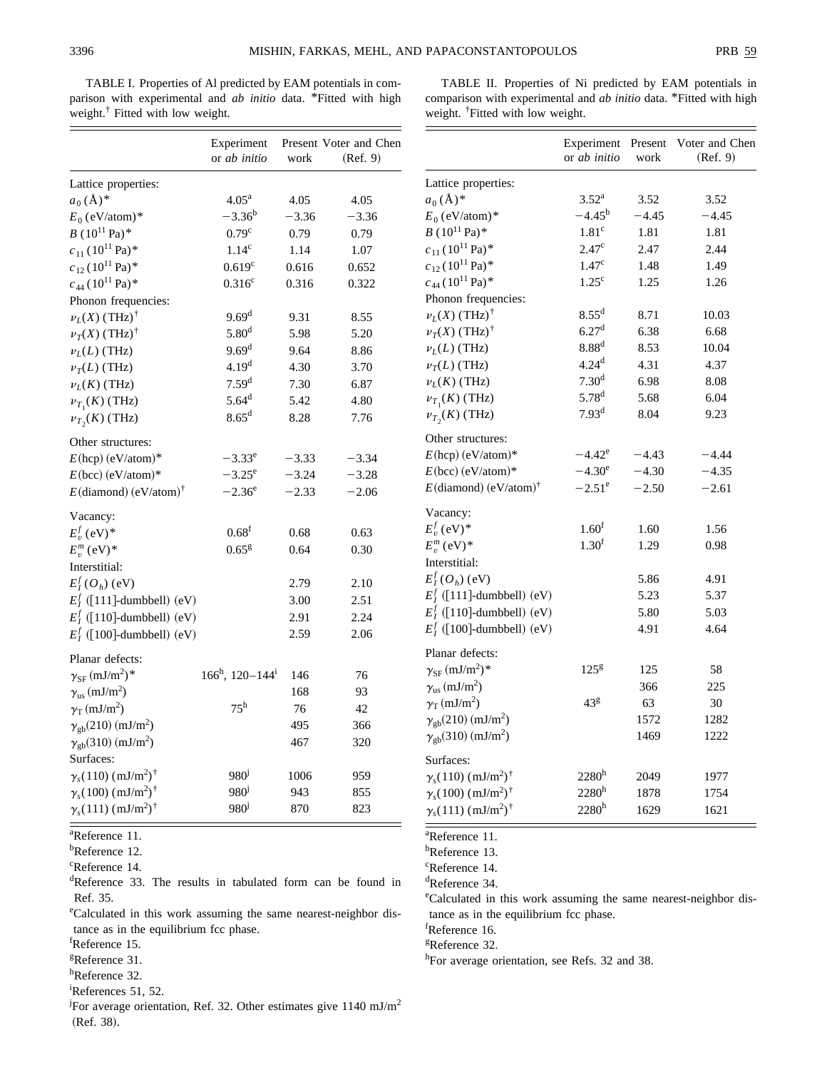TABLE I. Properties of Al predicted by EAM potentials in comparison with experimental and *ab initio* data. *Fitted with high weight.† Fitted with low weight.

| | Experiment or *ab initio* | Present work | Voter and Chen (Ref. 9) |
|---|---|---|---|
| Lattice properties: | | | |
| $a_0$ (Å)* | 4.05[a] | 4.05 | 4.05 |
| $E_0$ (eV/atom)* | −3.36[b] | −3.36 | −3.36 |
| $B$ ($10^{11}$ Pa)* | 0.79[c] | 0.79 | 0.79 |
| $c_{11}$ ($10^{11}$ Pa)* | 1.14[c] | 1.14 | 1.07 |
| $c_{12}$ ($10^{11}$ Pa)* | 0.619[c] | 0.616 | 0.652 |
| $c_{44}$ ($10^{11}$ Pa)* | 0.316[c] | 0.316 | 0.322 |
| Phonon frequencies: | | | |
| $\nu_L(X)$ (THz)† | 9.69[d] | 9.31 | 8.55 |
| $\nu_T(X)$ (THz)† | 5.80[d] | 5.98 | 5.20 |
| $\nu_L(L)$ (THz) | 9.69[d] | 9.64 | 8.86 |
| $\nu_T(L)$ (THz) | 4.19[d] | 4.30 | 3.70 |
| $\nu_L(K)$ (THz) | 7.59[d] | 7.30 | 6.87 |
| $\nu_{T_1}(K)$ (THz) | 5.64[d] | 5.42 | 4.80 |
| $\nu_{T_2}(K)$ (THz) | 8.65[d] | 8.28 | 7.76 |
| Other structures: | | | |
| $E$(hcp) (eV/atom)* | −3.33[e] | −3.33 | −3.34 |
| $E$(bcc) (eV/atom)* | −3.25[e] | −3.24 | −3.28 |
| $E$(diamond) (eV/atom)† | −2.36[e] | −2.33 | −2.06 |
| Vacancy: | | | |
| $E_v^f$ (eV)* | 0.68[f] | 0.68 | 0.63 |
| $E_v^m$ (eV)* | 0.65[g] | 0.64 | 0.30 |
| Interstitial: | | | |
| $E_I^f(O_h)$ (eV) | | 2.79 | 2.10 |
| $E_I^f$ ([111]-dumbbell) (eV) | | 3.00 | 2.51 |
| $E_I^f$ ([110]-dumbbell) (eV) | | 2.91 | 2.24 |
| $E_I^f$ ([100]-dumbbell) (eV) | | 2.59 | 2.06 |
| Planar defects: | | | |
| $\gamma_{SF}$ (mJ/m$^2$)* | 166[h], 120–144[i] | 146 | 76 |
| $\gamma_{us}$ (mJ/m$^2$) | | 168 | 93 |
| $\gamma_T$ (mJ/m$^2$) | 75[h] | 76 | 42 |
| $\gamma_{gb}(210)$ (mJ/m$^2$) | | 495 | 366 |
| $\gamma_{gb}(310)$ (mJ/m$^2$) | | 467 | 320 |
| Surfaces: | | | |
| $\gamma_s(110)$ (mJ/m$^2$)† | 980[j] | 1006 | 959 |
| $\gamma_s(100)$ (mJ/m$^2$)† | 980[j] | 943 | 855 |
| $\gamma_s(111)$ (mJ/m$^2$)† | 980[j] | 870 | 823 |

[a]Reference 11.
[b]Reference 12.
[c]Reference 14.
[d]Reference 33. The results in tabulated form can be found in Ref. 35.
[e]Calculated in this work assuming the same nearest-neighbor distance as in the equilibrium fcc phase.
[f]Reference 15.
[g]Reference 31.
[h]Reference 32.
[i]References 51, 52.
[j]For average orientation, Ref. 32. Other estimates give 1140 mJ/m$^2$ (Ref. 38).

TABLE II. Properties of Ni predicted by EAM potentials in comparison with experimental and *ab initio* data. *Fitted with high weight. †Fitted with low weight.

| | Experiment or *ab initio* | Present work | Voter and Chen (Ref. 9) |
|---|---|---|---|
| Lattice properties: | | | |
| $a_0$ (Å)* | 3.52[a] | 3.52 | 3.52 |
| $E_0$ (eV/atom)* | −4.45[b] | −4.45 | −4.45 |
| $B$ ($10^{11}$ Pa)* | 1.81[c] | 1.81 | 1.81 |
| $c_{11}$ ($10^{11}$ Pa)* | 2.47[c] | 2.47 | 2.44 |
| $c_{12}$ ($10^{11}$ Pa)* | 1.47[c] | 1.48 | 1.49 |
| $c_{44}$ ($10^{11}$ Pa)* | 1.25[c] | 1.25 | 1.26 |
| Phonon frequencies: | | | |
| $\nu_L(X)$ (THz)† | 8.55[d] | 8.71 | 10.03 |
| $\nu_T(X)$ (THz)† | 6.27[d] | 6.38 | 6.68 |
| $\nu_L(L)$ (THz) | 8.88[d] | 8.53 | 10.04 |
| $\nu_T(L)$ (THz) | 4.24[d] | 4.31 | 4.37 |
| $\nu_L(K)$ (THz) | 7.30[d] | 6.98 | 8.08 |
| $\nu_{T_1}(K)$ (THz) | 5.78[d] | 5.68 | 6.04 |
| $\nu_{T_2}(K)$ (THz) | 7.93[d] | 8.04 | 9.23 |
| Other structures: | | | |
| $E$(hcp) (eV/atom)* | −4.42[e] | −4.43 | −4.44 |
| $E$(bcc) (eV/atom)* | −4.30[e] | −4.30 | −4.35 |
| $E$(diamond) (eV/atom)† | −2.51[e] | −2.50 | −2.61 |
| Vacancy: | | | |
| $E_v^f$ (eV)* | 1.60[f] | 1.60 | 1.56 |
| $E_v^m$ (eV)* | 1.30[f] | 1.29 | 0.98 |
| Interstitial: | | | |
| $E_I^f(O_h)$ (eV) | | 5.86 | 4.91 |
| $E_I^f$ ([111]-dumbbell) (eV) | | 5.23 | 5.37 |
| $E_I^f$ ([110]-dumbbell) (eV) | | 5.80 | 5.03 |
| $E_I^f$ ([100]-dumbbell) (eV) | | 4.91 | 4.64 |
| Planar defects: | | | |
| $\gamma_{SF}$ (mJ/m$^2$)* | 125[g] | 125 | 58 |
| $\gamma_{us}$ (mJ/m$^2$) | | 366 | 225 |
| $\gamma_T$ (mJ/m$^2$) | 43[g] | 63 | 30 |
| $\gamma_{gb}(210)$ (mJ/m$^2$) | | 1572 | 1282 |
| $\gamma_{gb}(310)$ (mJ/m$^2$) | | 1469 | 1222 |
| Surfaces: | | | |
| $\gamma_s(110)$ (mJ/m$^2$)† | 2280[h] | 2049 | 1977 |
| $\gamma_s(100)$ (mJ/m$^2$)† | 2280[h] | 1878 | 1754 |
| $\gamma_s(111)$ (mJ/m$^2$)† | 2280[h] | 1629 | 1621 |

[a]Reference 11.
[b]Reference 13.
[c]Reference 14.
[d]Reference 34.
[e]Calculated in this work assuming the same nearest-neighbor distance as in the equilibrium fcc phase.
[f]Reference 16.
[g]Reference 32.
[h]For average orientation, see Refs. 32 and 38.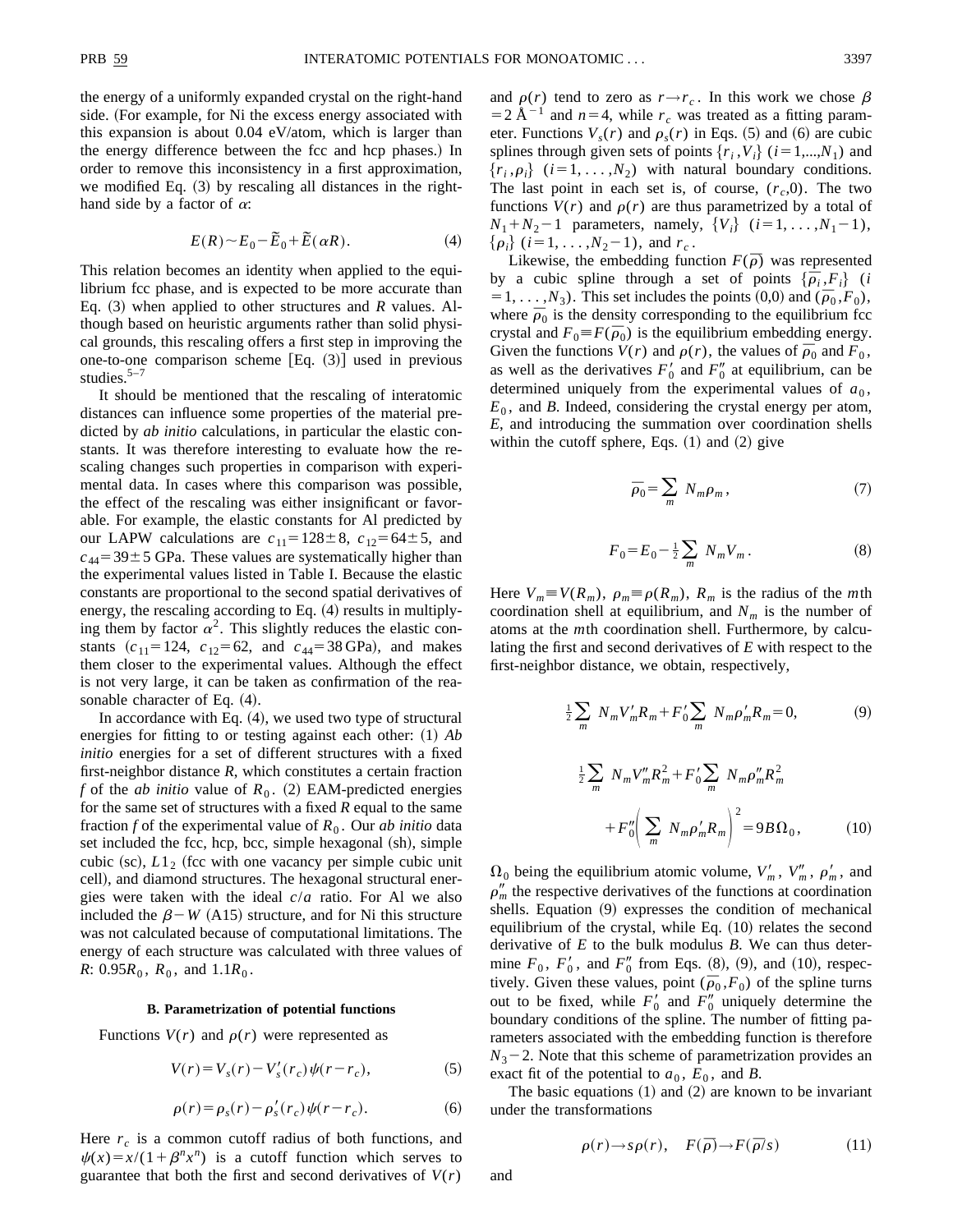the energy of a uniformly expanded crystal on the right-hand side. (For example, for Ni the excess energy associated with this expansion is about 0.04 eV/atom, which is larger than the energy difference between the fcc and hcp phases.) In order to remove this inconsistency in a first approximation, we modified Eq. (3) by rescaling all distances in the right-hand side by a factor of $\alpha$:

$$E(R) \sim E_0 - \tilde{E}_0 + \tilde{E}(\alpha R). \tag{4}$$

This relation becomes an identity when applied to the equilibrium fcc phase, and is expected to be more accurate than Eq. (3) when applied to other structures and $R$ values. Although based on heuristic arguments rather than solid physical grounds, this rescaling offers a first step in improving the one-to-one comparison scheme [Eq. (3)] used in previous studies.[5–7]

It should be mentioned that the rescaling of interatomic distances can influence some properties of the material predicted by *ab initio* calculations, in particular the elastic constants. It was therefore interesting to evaluate how the rescaling changes such properties in comparison with experimental data. In cases where this comparison was possible, the effect of the rescaling was either insignificant or favorable. For example, the elastic constants for Al predicted by our LAPW calculations are $c_{11}=128\pm8$, $c_{12}=64\pm5$, and $c_{44}=39\pm5$ GPa. These values are systematically higher than the experimental values listed in Table I. Because the elastic constants are proportional to the second spatial derivatives of energy, the rescaling according to Eq. (4) results in multiplying them by factor $\alpha^2$. This slightly reduces the elastic constants ($c_{11}=124$, $c_{12}=62$, and $c_{44}=38$ GPa), and makes them closer to the experimental values. Although the effect is not very large, it can be taken as confirmation of the reasonable character of Eq. (4).

In accordance with Eq. (4), we used two type of structural energies for fitting to or testing against each other: (1) *Ab initio* energies for a set of different structures with a fixed first-neighbor distance $R$, which constitutes a certain fraction $f$ of the *ab initio* value of $R_0$. (2) EAM-predicted energies for the same set of structures with a fixed $R$ equal to the same fraction $f$ of the experimental value of $R_0$. Our *ab initio* data set included the fcc, hcp, bcc, simple hexagonal (sh), simple cubic (sc), $L1_2$ (fcc with one vacancy per simple cubic unit cell), and diamond structures. The hexagonal structural energies were taken with the ideal $c/a$ ratio. For Al we also included the $\beta-W$ (A15) structure, and for Ni this structure was not calculated because of computational limitations. The energy of each structure was calculated with three values of $R$: $0.95R_0$, $R_0$, and $1.1R_0$.

### B. Parametrization of potential functions

Functions $V(r)$ and $\rho(r)$ were represented as

$$V(r) = V_s(r) - V_s'(r_c)\psi(r-r_c), \tag{5}$$

$$\rho(r) = \rho_s(r) - \rho_s'(r_c)\psi(r-r_c). \tag{6}$$

Here $r_c$ is a common cutoff radius of both functions, and $\psi(x)=x/(1+\beta^n x^n)$ is a cutoff function which serves to guarantee that both the first and second derivatives of $V(r)$ and $\rho(r)$ tend to zero as $r\to r_c$. In this work we chose $\beta = 2$ Å$^{-1}$ and $n=4$, while $r_c$ was treated as a fitting parameter. Functions $V_s(r)$ and $\rho_s(r)$ in Eqs. (5) and (6) are cubic splines through given sets of points $\{r_i, V_i\}$ $(i=1,...,N_1)$ and $\{r_i,\rho_i\}$ $(i=1,\ldots,N_2)$ with natural boundary conditions. The last point in each set is, of course, $(r_c,0)$. The two functions $V(r)$ and $\rho(r)$ are thus parametrized by a total of $N_1+N_2-1$ parameters, namely, $\{V_i\}$ $(i=1,\ldots,N_1-1)$, $\{\rho_i\}$ $(i=1,\ldots,N_2-1)$, and $r_c$.

Likewise, the embedding function $F(\bar{\rho})$ was represented by a cubic spline through a set of points $\{\bar{\rho}_i, F_i\}$ $(i=1,\ldots,N_3)$. This set includes the points $(0,0)$ and $(\bar{\rho}_0, F_0)$, where $\bar{\rho}_0$ is the density corresponding to the equilibrium fcc crystal and $F_0 \equiv F(\bar{\rho}_0)$ is the equilibrium embedding energy. Given the functions $V(r)$ and $\rho(r)$, the values of $\bar{\rho}_0$ and $F_0$, as well as the derivatives $F_0'$ and $F_0''$ at equilibrium, can be determined uniquely from the experimental values of $a_0$, $E_0$, and $B$. Indeed, considering the crystal energy per atom, $E$, and introducing the summation over coordination shells within the cutoff sphere, Eqs. (1) and (2) give

$$\bar{\rho}_0 = \sum_m N_m \rho_m, \tag{7}$$

$$F_0 = E_0 - \tfrac{1}{2}\sum_m N_m V_m. \tag{8}$$

Here $V_m \equiv V(R_m)$, $\rho_m \equiv \rho(R_m)$, $R_m$ is the radius of the $m$th coordination shell at equilibrium, and $N_m$ is the number of atoms at the $m$th coordination shell. Furthermore, by calculating the first and second derivatives of $E$ with respect to the first-neighbor distance, we obtain, respectively,

$$\tfrac{1}{2}\sum_m N_m V_m' R_m + F_0' \sum_m N_m \rho_m' R_m = 0, \tag{9}$$

$$\tfrac{1}{2}\sum_m N_m V_m'' R_m^2 + F_0' \sum_m N_m \rho_m'' R_m^2 + F_0''\left(\sum_m N_m \rho_m' R_m\right)^2 = 9B\Omega_0, \tag{10}$$

$\Omega_0$ being the equilibrium atomic volume, $V_m'$, $V_m''$, $\rho_m'$, and $\rho_m''$ the respective derivatives of the functions at coordination shells. Equation (9) expresses the condition of mechanical equilibrium of the crystal, while Eq. (10) relates the second derivative of $E$ to the bulk modulus $B$. We can thus determine $F_0$, $F_0'$, and $F_0''$ from Eqs. (8), (9), and (10), respectively. Given these values, point $(\bar{\rho}_0, F_0)$ of the spline turns out to be fixed, while $F_0'$ and $F_0''$ uniquely determine the boundary conditions of the spline. The number of fitting parameters associated with the embedding function is therefore $N_3-2$. Note that this scheme of parametrization provides an exact fit of the potential to $a_0$, $E_0$, and $B$.

The basic equations (1) and (2) are known to be invariant under the transformations

$$\rho(r) \to s\rho(r), \quad F(\bar{\rho}) \to F(\bar{\rho}/s) \tag{11}$$

and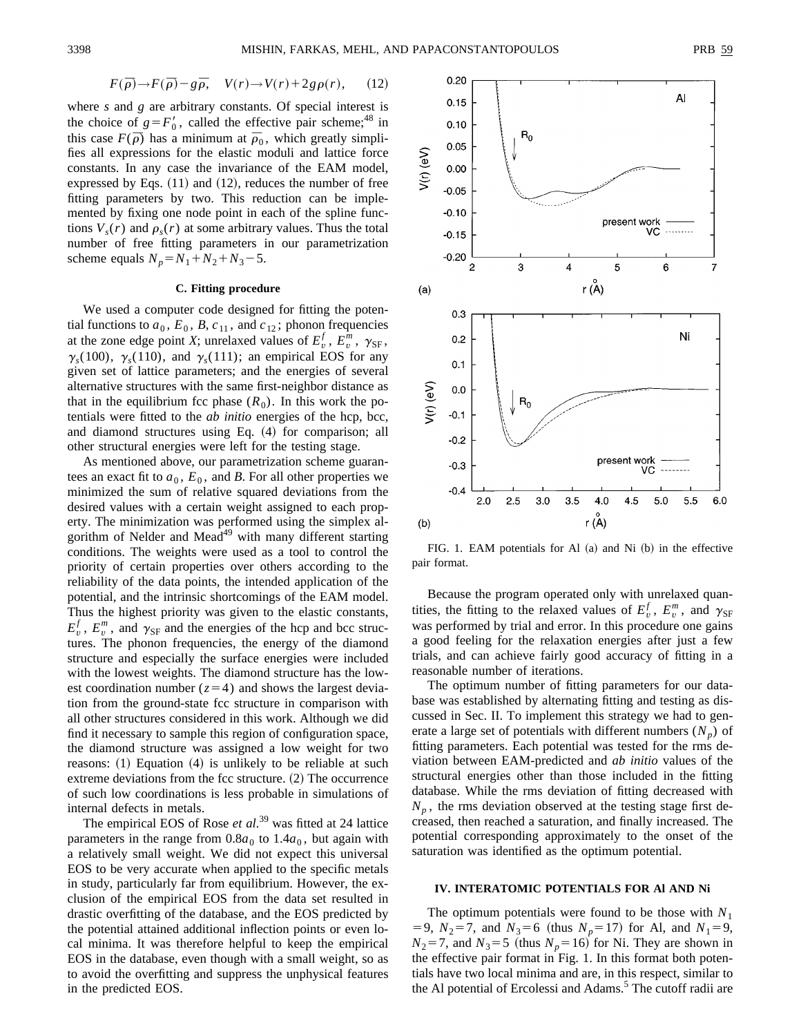$$F(\bar{\rho}) \rightarrow F(\bar{\rho}) - g\bar{\rho}, \quad V(r) \rightarrow V(r) + 2g\rho(r), \tag{12}$$

where $s$ and $g$ are arbitrary constants. Of special interest is the choice of $g = F_0'$, called the effective pair scheme;[48] in this case $F(\bar{\rho})$ has a minimum at $\bar{\rho}_0$, which greatly simplifies all expressions for the elastic moduli and lattice force constants. In any case the invariance of the EAM model, expressed by Eqs. (11) and (12), reduces the number of free fitting parameters by two. This reduction can be implemented by fixing one node point in each of the spline functions $V_s(r)$ and $\rho_s(r)$ at some arbitrary values. Thus the total number of free fitting parameters in our parametrization scheme equals $N_p = N_1 + N_2 + N_3 - 5$.

### C. Fitting procedure

We used a computer code designed for fitting the potential functions to $a_0$, $E_0$, $B$, $c_{11}$, and $c_{12}$; phonon frequencies at the zone edge point $X$; unrelaxed values of $E_v^f$, $E_v^m$, $\gamma_{\mathrm{SF}}$, $\gamma_s(100)$, $\gamma_s(110)$, and $\gamma_s(111)$; an empirical EOS for any given set of lattice parameters; and the energies of several alternative structures with the same first-neighbor distance as that in the equilibrium fcc phase ($R_0$). In this work the potentials were fitted to the *ab initio* energies of the hcp, bcc, and diamond structures using Eq. (4) for comparison; all other structural energies were left for the testing stage.

As mentioned above, our parametrization scheme guarantees an exact fit to $a_0$, $E_0$, and $B$. For all other properties we minimized the sum of relative squared deviations from the desired values with a certain weight assigned to each property. The minimization was performed using the simplex algorithm of Nelder and Mead[49] with many different starting conditions. The weights were used as a tool to control the priority of certain properties over others according to the reliability of the data points, the intended application of the potential, and the intrinsic shortcomings of the EAM model. Thus the highest priority was given to the elastic constants, $E_v^f$, $E_v^m$, and $\gamma_{\mathrm{SF}}$ and the energies of the hcp and bcc structures. The phonon frequencies, the energy of the diamond structure and especially the surface energies were included with the lowest weights. The diamond structure has the lowest coordination number ($z=4$) and shows the largest deviation from the ground-state fcc structure in comparison with all other structures considered in this work. Although we did find it necessary to sample this region of configuration space, the diamond structure was assigned a low weight for two reasons: (1) Equation (4) is unlikely to be reliable at such extreme deviations from the fcc structure. (2) The occurrence of such low coordinations is less probable in simulations of internal defects in metals.

The empirical EOS of Rose *et al.*[39] was fitted at 24 lattice parameters in the range from $0.8a_0$ to $1.4a_0$, but again with a relatively small weight. We did not expect this universal EOS to be very accurate when applied to the specific metals in study, particularly far from equilibrium. However, the exclusion of the empirical EOS from the data set resulted in drastic overfitting of the database, and the EOS predicted by the potential attained additional inflection points or even local minima. It was therefore helpful to keep the empirical EOS in the database, even though with a small weight, so as to avoid the overfitting and suppress the unphysical features in the predicted EOS.

FIG. 1. EAM potentials for Al (a) and Ni (b) in the effective pair format.

Because the program operated only with unrelaxed quantities, the fitting to the relaxed values of $E_v^f$, $E_v^m$, and $\gamma_{\mathrm{SF}}$ was performed by trial and error. In this procedure one gains a good feeling for the relaxation energies after just a few trials, and can achieve fairly good accuracy of fitting in a reasonable number of iterations.

The optimum number of fitting parameters for our database was established by alternating fitting and testing as discussed in Sec. II. To implement this strategy we had to generate a large set of potentials with different numbers ($N_p$) of fitting parameters. Each potential was tested for the rms deviation between EAM-predicted and *ab initio* values of the structural energies other than those included in the fitting database. While the rms deviation of fitting decreased with $N_p$, the rms deviation observed at the testing stage first decreased, then reached a saturation, and finally increased. The potential corresponding approximately to the onset of the saturation was identified as the optimum potential.

## IV. INTERATOMIC POTENTIALS FOR Al AND Ni

The optimum potentials were found to be those with $N_1 = 9$, $N_2 = 7$, and $N_3 = 6$ (thus $N_p = 17$) for Al, and $N_1 = 9$, $N_2 = 7$, and $N_3 = 5$ (thus $N_p = 16$) for Ni. They are shown in the effective pair format in Fig. 1. In this format both potentials have two local minima and are, in this respect, similar to the Al potential of Ercolessi and Adams.[5] The cutoff radii are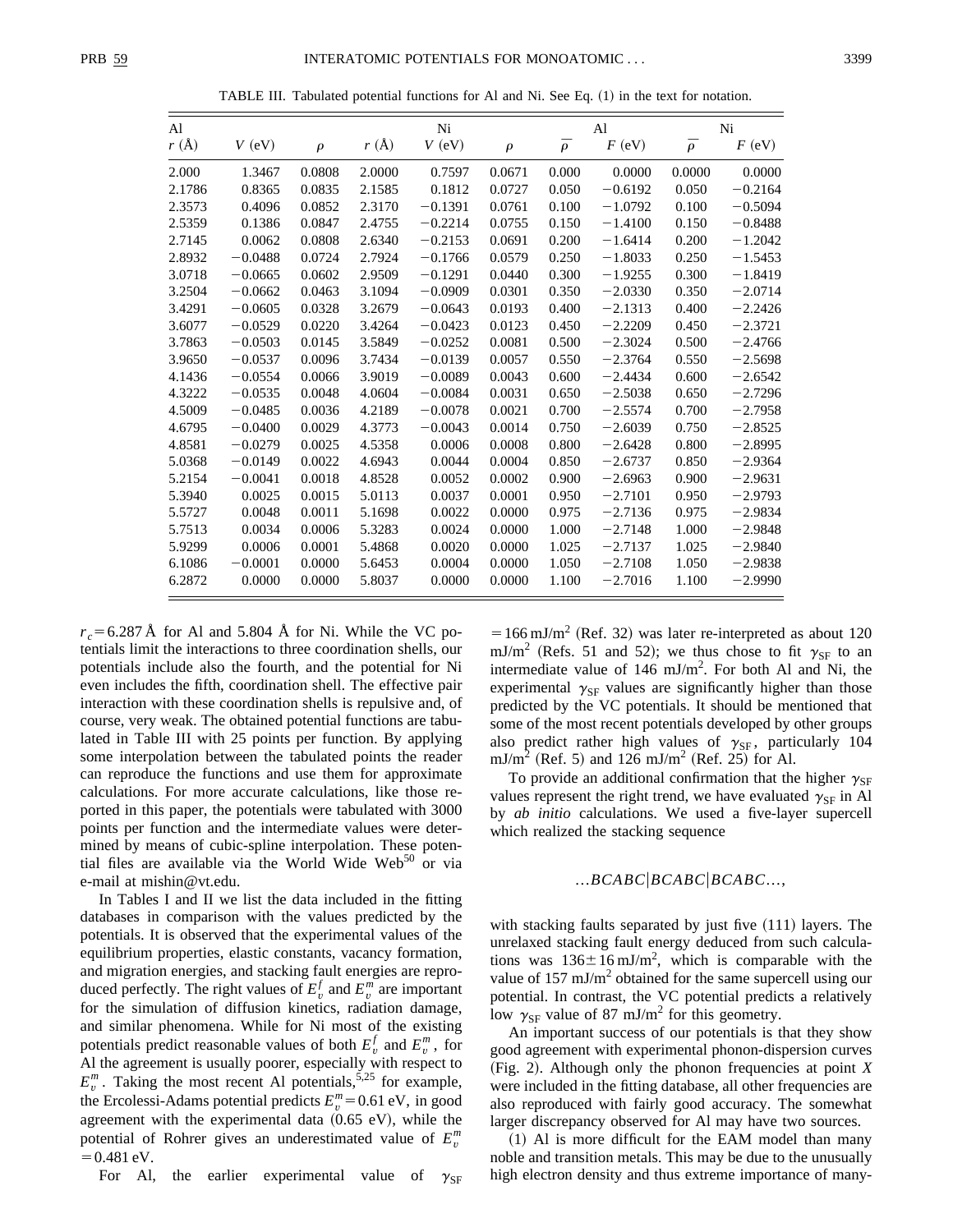TABLE III. Tabulated potential functions for Al and Ni. See Eq. (1) in the text for notation.

| Al | | | Ni | | | Al | | Ni | |
|---|---|---|---|---|---|---|---|---|---|
| $r$ (Å) | $V$ (eV) | $\rho$ | $r$ (Å) | $V$ (eV) | $\rho$ | $\bar{\rho}$ | $F$ (eV) | $\bar{\rho}$ | $F$ (eV) |
| 2.000 | 1.3467 | 0.0808 | 2.0000 | 0.7597 | 0.0671 | 0.000 | 0.0000 | 0.0000 | 0.0000 |
| 2.1786 | 0.8365 | 0.0835 | 2.1585 | 0.1812 | 0.0727 | 0.050 | −0.6192 | 0.050 | −0.2164 |
| 2.3573 | 0.4096 | 0.0852 | 2.3170 | −0.1391 | 0.0761 | 0.100 | −1.0792 | 0.100 | −0.5094 |
| 2.5359 | 0.1386 | 0.0847 | 2.4755 | −0.2214 | 0.0755 | 0.150 | −1.4100 | 0.150 | −0.8488 |
| 2.7145 | 0.0062 | 0.0808 | 2.6340 | −0.2153 | 0.0691 | 0.200 | −1.6414 | 0.200 | −1.2042 |
| 2.8932 | −0.0488 | 0.0724 | 2.7924 | −0.1766 | 0.0579 | 0.250 | −1.8033 | 0.250 | −1.5453 |
| 3.0718 | −0.0665 | 0.0602 | 2.9509 | −0.1291 | 0.0440 | 0.300 | −1.9255 | 0.300 | −1.8419 |
| 3.2504 | −0.0662 | 0.0463 | 3.1094 | −0.0909 | 0.0301 | 0.350 | −2.0330 | 0.350 | −2.0714 |
| 3.4291 | −0.0605 | 0.0328 | 3.2679 | −0.0643 | 0.0193 | 0.400 | −2.1313 | 0.400 | −2.2426 |
| 3.6077 | −0.0529 | 0.0220 | 3.4264 | −0.0423 | 0.0123 | 0.450 | −2.2209 | 0.450 | −2.3721 |
| 3.7863 | −0.0503 | 0.0145 | 3.5849 | −0.0252 | 0.0081 | 0.500 | −2.3024 | 0.500 | −2.4766 |
| 3.9650 | −0.0537 | 0.0096 | 3.7434 | −0.0139 | 0.0057 | 0.550 | −2.3764 | 0.550 | −2.5698 |
| 4.1436 | −0.0554 | 0.0066 | 3.9019 | −0.0089 | 0.0043 | 0.600 | −2.4434 | 0.600 | −2.6542 |
| 4.3222 | −0.0535 | 0.0048 | 4.0604 | −0.0084 | 0.0031 | 0.650 | −2.5038 | 0.650 | −2.7296 |
| 4.5009 | −0.0485 | 0.0036 | 4.2189 | −0.0078 | 0.0021 | 0.700 | −2.5574 | 0.700 | −2.7958 |
| 4.6795 | −0.0400 | 0.0029 | 4.3773 | −0.0043 | 0.0014 | 0.750 | −2.6039 | 0.750 | −2.8525 |
| 4.8581 | −0.0279 | 0.0025 | 4.5358 | 0.0006 | 0.0008 | 0.800 | −2.6428 | 0.800 | −2.8995 |
| 5.0368 | −0.0149 | 0.0022 | 4.6943 | 0.0044 | 0.0004 | 0.850 | −2.6737 | 0.850 | −2.9364 |
| 5.2154 | −0.0041 | 0.0018 | 4.8528 | 0.0052 | 0.0002 | 0.900 | −2.6963 | 0.900 | −2.9631 |
| 5.3940 | 0.0025 | 0.0015 | 5.0113 | 0.0037 | 0.0001 | 0.950 | −2.7101 | 0.950 | −2.9793 |
| 5.5727 | 0.0048 | 0.0011 | 5.1698 | 0.0022 | 0.0000 | 0.975 | −2.7136 | 0.975 | −2.9834 |
| 5.7513 | 0.0034 | 0.0006 | 5.3283 | 0.0024 | 0.0000 | 1.000 | −2.7148 | 1.000 | −2.9848 |
| 5.9299 | 0.0006 | 0.0001 | 5.4868 | 0.0020 | 0.0000 | 1.025 | −2.7137 | 1.025 | −2.9840 |
| 6.1086 | −0.0001 | 0.0000 | 5.6453 | 0.0004 | 0.0000 | 1.050 | −2.7108 | 1.050 | −2.9838 |
| 6.2872 | 0.0000 | 0.0000 | 5.8037 | 0.0000 | 0.0000 | 1.100 | −2.7016 | 1.100 | −2.9990 |

$r_c = 6.287$ Å for Al and 5.804 Å for Ni. While the VC potentials limit the interactions to three coordination shells, our potentials include also the fourth, and the potential for Ni even includes the fifth, coordination shell. The effective pair interaction with these coordination shells is repulsive and, of course, very weak. The obtained potential functions are tabulated in Table III with 25 points per function. By applying some interpolation between the tabulated points the reader can reproduce the functions and use them for approximate calculations. For more accurate calculations, like those reported in this paper, the potentials were tabulated with 3000 points per function and the intermediate values were determined by means of cubic-spline interpolation. These potential files are available via the World Wide Web[50] or via e-mail at mishin@vt.edu.

In Tables I and II we list the data included in the fitting databases in comparison with the values predicted by the potentials. It is observed that the experimental values of the equilibrium properties, elastic constants, vacancy formation, and migration energies, and stacking fault energies are reproduced perfectly. The right values of $E_v^f$ and $E_v^m$ are important for the simulation of diffusion kinetics, radiation damage, and similar phenomena. While for Ni most of the existing potentials predict reasonable values of both $E_v^f$ and $E_v^m$, for Al the agreement is usually poorer, especially with respect to $E_v^m$. Taking the most recent Al potentials,[5,25] for example, the Ercolessi-Adams potential predicts $E_v^m = 0.61$ eV, in good agreement with the experimental data (0.65 eV), while the potential of Rohrer gives an underestimated value of $E_v^m = 0.481$ eV.

For Al, the earlier experimental value of $\gamma_{SF} = 166$ mJ/m$^2$ (Ref. 32) was later re-interpreted as about 120 mJ/m$^2$ (Refs. 51 and 52); we thus chose to fit $\gamma_{SF}$ to an intermediate value of 146 mJ/m$^2$. For both Al and Ni, the experimental $\gamma_{SF}$ values are significantly higher than those predicted by the VC potentials. It should be mentioned that some of the most recent potentials developed by other groups also predict rather high values of $\gamma_{SF}$, particularly 104 mJ/m$^2$ (Ref. 5) and 126 mJ/m$^2$ (Ref. 25) for Al.

To provide an additional confirmation that the higher $\gamma_{SF}$ values represent the right trend, we have evaluated $\gamma_{SF}$ in Al by *ab initio* calculations. We used a five-layer supercell which realized the stacking sequence

$$\ldots BCABC|BCABC|BCABC\ldots,$$

with stacking faults separated by just five (111) layers. The unrelaxed stacking fault energy deduced from such calculations was $136 \pm 16$ mJ/m$^2$, which is comparable with the value of 157 mJ/m$^2$ obtained for the same supercell using our potential. In contrast, the VC potential predicts a relatively low $\gamma_{SF}$ value of 87 mJ/m$^2$ for this geometry.

An important success of our potentials is that they show good agreement with experimental phonon-dispersion curves (Fig. 2). Although only the phonon frequencies at point $X$ were included in the fitting database, all other frequencies are also reproduced with fairly good accuracy. The somewhat larger discrepancy observed for Al may have two sources.

(1) Al is more difficult for the EAM model than many noble and transition metals. This may be due to the unusually high electron density and thus extreme importance of many-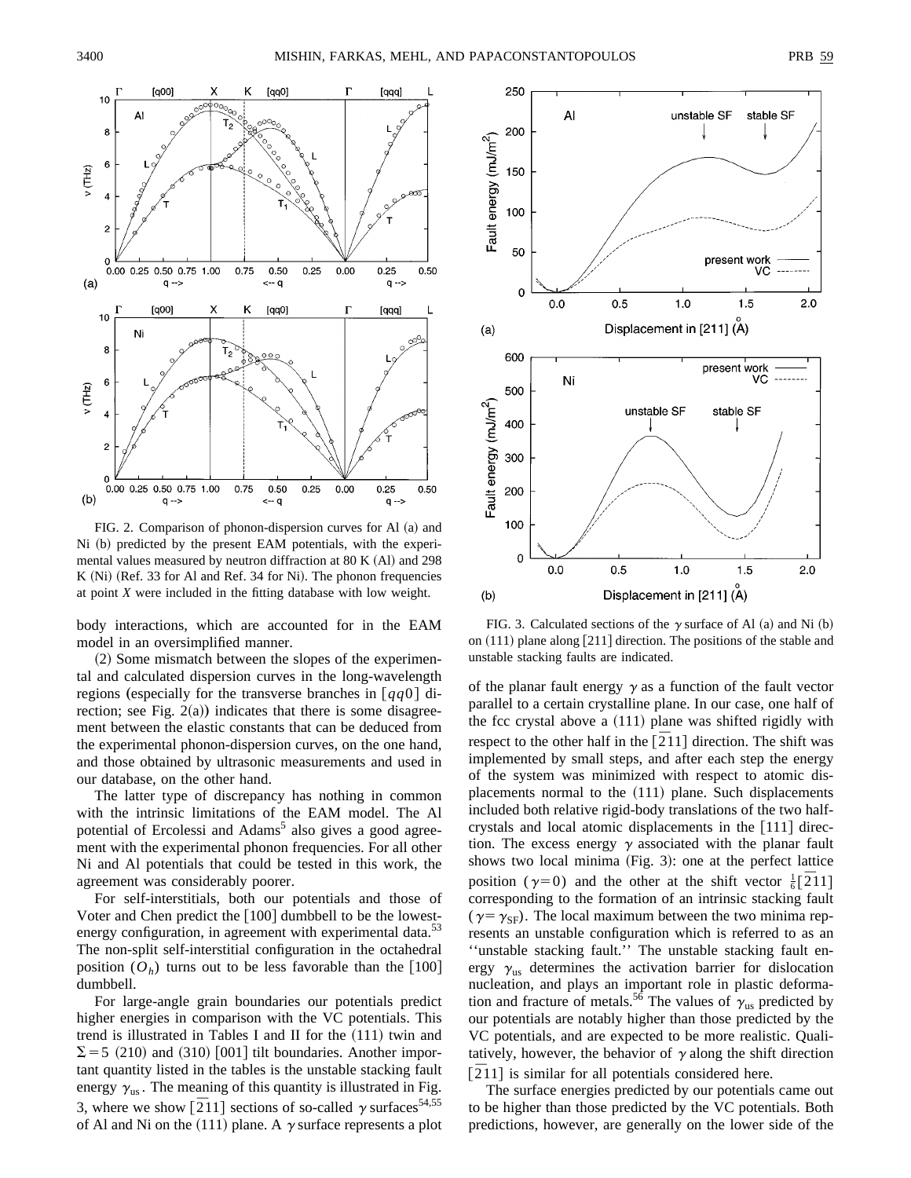FIG. 2. Comparison of phonon-dispersion curves for Al (a) and Ni (b) predicted by the present EAM potentials, with the experimental values measured by neutron diffraction at 80 K (Al) and 298 K (Ni) (Ref. 33 for Al and Ref. 34 for Ni). The phonon frequencies at point *X* were included in the fitting database with low weight.

body interactions, which are accounted for in the EAM model in an oversimplified manner.

(2) Some mismatch between the slopes of the experimental and calculated dispersion curves in the long-wavelength regions (especially for the transverse branches in $[qq0]$ direction; see Fig. 2(a)) indicates that there is some disagreement between the elastic constants that can be deduced from the experimental phonon-dispersion curves, on the one hand, and those obtained by ultrasonic measurements and used in our database, on the other hand.

The latter type of discrepancy has nothing in common with the intrinsic limitations of the EAM model. The Al potential of Ercolessi and Adams[5] also gives a good agreement with the experimental phonon frequencies. For all other Ni and Al potentials that could be tested in this work, the agreement was considerably poorer.

For self-interstitials, both our potentials and those of Voter and Chen predict the [100] dumbbell to be the lowest-energy configuration, in agreement with experimental data.[53] The non-split self-interstitial configuration in the octahedral position ($O_h$) turns out to be less favorable than the [100] dumbbell.

For large-angle grain boundaries our potentials predict higher energies in comparison with the VC potentials. This trend is illustrated in Tables I and II for the (111) twin and $\Sigma=5$ (210) and (310) [001] tilt boundaries. Another important quantity listed in the tables is the unstable stacking fault energy $\gamma_{us}$. The meaning of this quantity is illustrated in Fig. 3, where we show $[\bar{2}11]$ sections of so-called $\gamma$ surfaces[54,55] of Al and Ni on the (111) plane. A $\gamma$ surface represents a plot of the planar fault energy $\gamma$ as a function of the fault vector parallel to a certain crystalline plane. In our case, one half of the fcc crystal above a (111) plane was shifted rigidly with respect to the other half in the $[\bar{2}11]$ direction. The shift was implemented by small steps, and after each step the energy of the system was minimized with respect to atomic displacements normal to the (111) plane. Such displacements included both relative rigid-body translations of the two half-crystals and local atomic displacements in the [111] direction. The excess energy $\gamma$ associated with the planar fault shows two local minima (Fig. 3): one at the perfect lattice position ($\gamma=0$) and the other at the shift vector $\frac{1}{6}[\bar{2}11]$ corresponding to the formation of an intrinsic stacking fault ($\gamma=\gamma_{SF}$). The local maximum between the two minima represents an unstable configuration which is referred to as an ''unstable stacking fault.'' The unstable stacking fault energy $\gamma_{us}$ determines the activation barrier for dislocation nucleation, and plays an important role in plastic deformation and fracture of metals.[56] The values of $\gamma_{us}$ predicted by our potentials are notably higher than those predicted by the VC potentials, and are expected to be more realistic. Qualitatively, however, the behavior of $\gamma$ along the shift direction $[\bar{2}11]$ is similar for all potentials considered here.

FIG. 3. Calculated sections of the $\gamma$ surface of Al (a) and Ni (b) on (111) plane along [211] direction. The positions of the stable and unstable stacking faults are indicated.

The surface energies predicted by our potentials came out to be higher than those predicted by the VC potentials. Both predictions, however, are generally on the lower side of the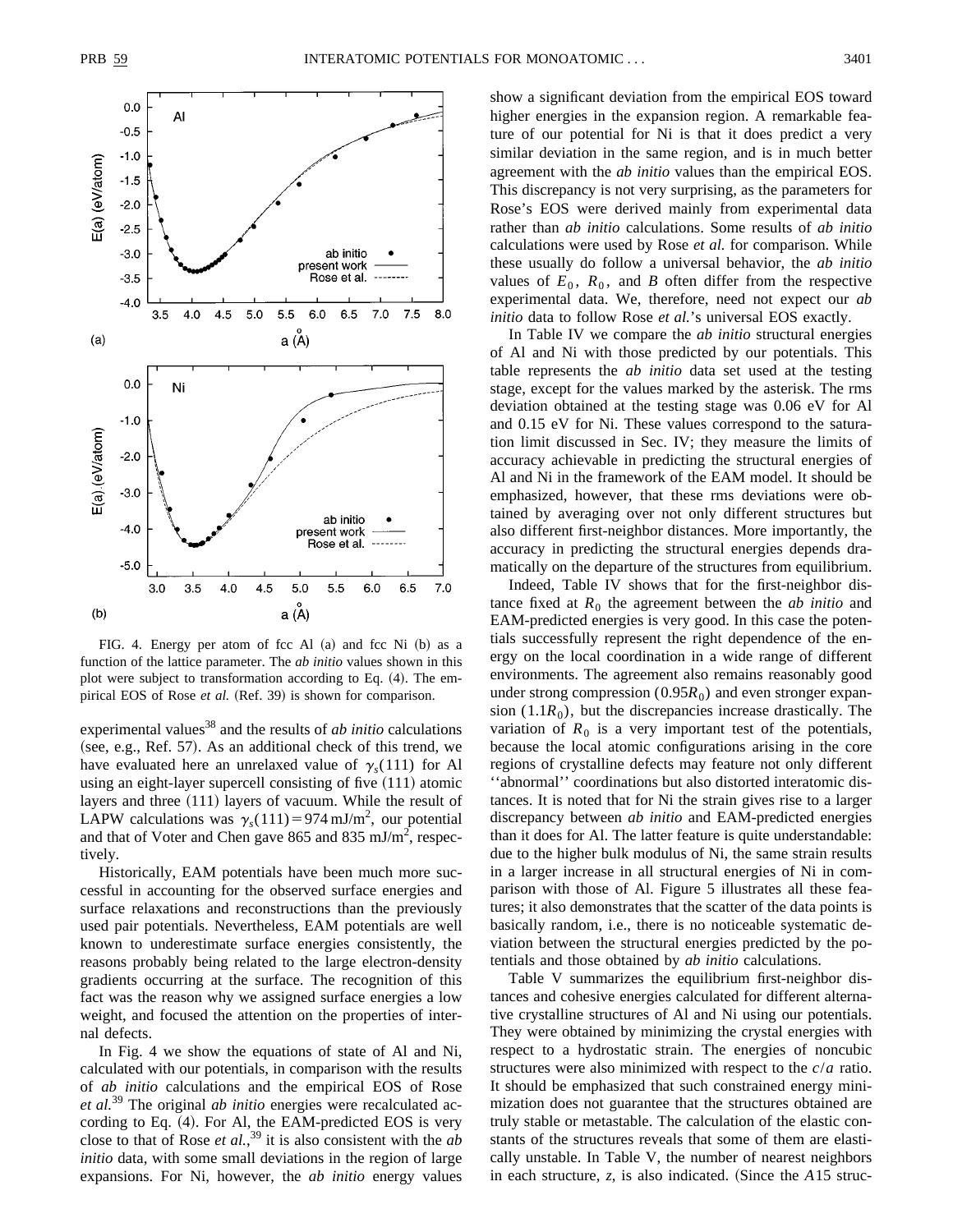FIG. 4. Energy per atom of fcc Al (a) and fcc Ni (b) as a function of the lattice parameter. The *ab initio* values shown in this plot were subject to transformation according to Eq. (4). The empirical EOS of Rose *et al.* (Ref. 39) is shown for comparison.

experimental values[38] and the results of *ab initio* calculations (see, e.g., Ref. 57). As an additional check of this trend, we have evaluated here an unrelaxed value of $\gamma_s(111)$ for Al using an eight-layer supercell consisting of five (111) atomic layers and three (111) layers of vacuum. While the result of LAPW calculations was $\gamma_s(111) = 974\,\mathrm{mJ/m^2}$, our potential and that of Voter and Chen gave 865 and 835 $\mathrm{mJ/m^2}$, respectively.

Historically, EAM potentials have been much more successful in accounting for the observed surface energies and surface relaxations and reconstructions than the previously used pair potentials. Nevertheless, EAM potentials are well known to underestimate surface energies consistently, the reasons probably being related to the large electron-density gradients occurring at the surface. The recognition of this fact was the reason why we assigned surface energies a low weight, and focused the attention on the properties of internal defects.

In Fig. 4 we show the equations of state of Al and Ni, calculated with our potentials, in comparison with the results of *ab initio* calculations and the empirical EOS of Rose *et al.*[39] The original *ab initio* energies were recalculated according to Eq. (4). For Al, the EAM-predicted EOS is very close to that of Rose *et al.*,[39] it is also consistent with the *ab initio* data, with some small deviations in the region of large expansions. For Ni, however, the *ab initio* energy values show a significant deviation from the empirical EOS toward higher energies in the expansion region. A remarkable feature of our potential for Ni is that it does predict a very similar deviation in the same region, and is in much better agreement with the *ab initio* values than the empirical EOS. This discrepancy is not very surprising, as the parameters for Rose's EOS were derived mainly from experimental data rather than *ab initio* calculations. Some results of *ab initio* calculations were used by Rose *et al.* for comparison. While these usually do follow a universal behavior, the *ab initio* values of $E_0$, $R_0$, and $B$ often differ from the respective experimental data. We, therefore, need not expect our *ab initio* data to follow Rose *et al.*'s universal EOS exactly.

In Table IV we compare the *ab initio* structural energies of Al and Ni with those predicted by our potentials. This table represents the *ab initio* data set used at the testing stage, except for the values marked by the asterisk. The rms deviation obtained at the testing stage was 0.06 eV for Al and 0.15 eV for Ni. These values correspond to the saturation limit discussed in Sec. IV; they measure the limits of accuracy achievable in predicting the structural energies of Al and Ni in the framework of the EAM model. It should be emphasized, however, that these rms deviations were obtained by averaging over not only different structures but also different first-neighbor distances. More importantly, the accuracy in predicting the structural energies depends dramatically on the departure of the structures from equilibrium.

Indeed, Table IV shows that for the first-neighbor distance fixed at $R_0$ the agreement between the *ab initio* and EAM-predicted energies is very good. In this case the potentials successfully represent the right dependence of the energy on the local coordination in a wide range of different environments. The agreement also remains reasonably good under strong compression ($0.95R_0$) and even stronger expansion ($1.1R_0$), but the discrepancies increase drastically. The variation of $R_0$ is a very important test of the potentials, because the local atomic configurations arising in the core regions of crystalline defects may feature not only different "abnormal" coordinations but also distorted interatomic distances. It is noted that for Ni the strain gives rise to a larger discrepancy between *ab initio* and EAM-predicted energies than it does for Al. The latter feature is quite understandable: due to the higher bulk modulus of Ni, the same strain results in a larger increase in all structural energies of Ni in comparison with those of Al. Figure 5 illustrates all these features; it also demonstrates that the scatter of the data points is basically random, i.e., there is no noticeable systematic deviation between the structural energies predicted by the potentials and those obtained by *ab initio* calculations.

Table V summarizes the equilibrium first-neighbor distances and cohesive energies calculated for different alternative crystalline structures of Al and Ni using our potentials. They were obtained by minimizing the crystal energies with respect to a hydrostatic strain. The energies of noncubic structures were also minimized with respect to the $c/a$ ratio. It should be emphasized that such constrained energy minimization does not guarantee that the structures obtained are truly stable or metastable. The calculation of the elastic constants of the structures reveals that some of them are elastically unstable. In Table V, the number of nearest neighbors in each structure, $z$, is also indicated. (Since the $A15$ struc-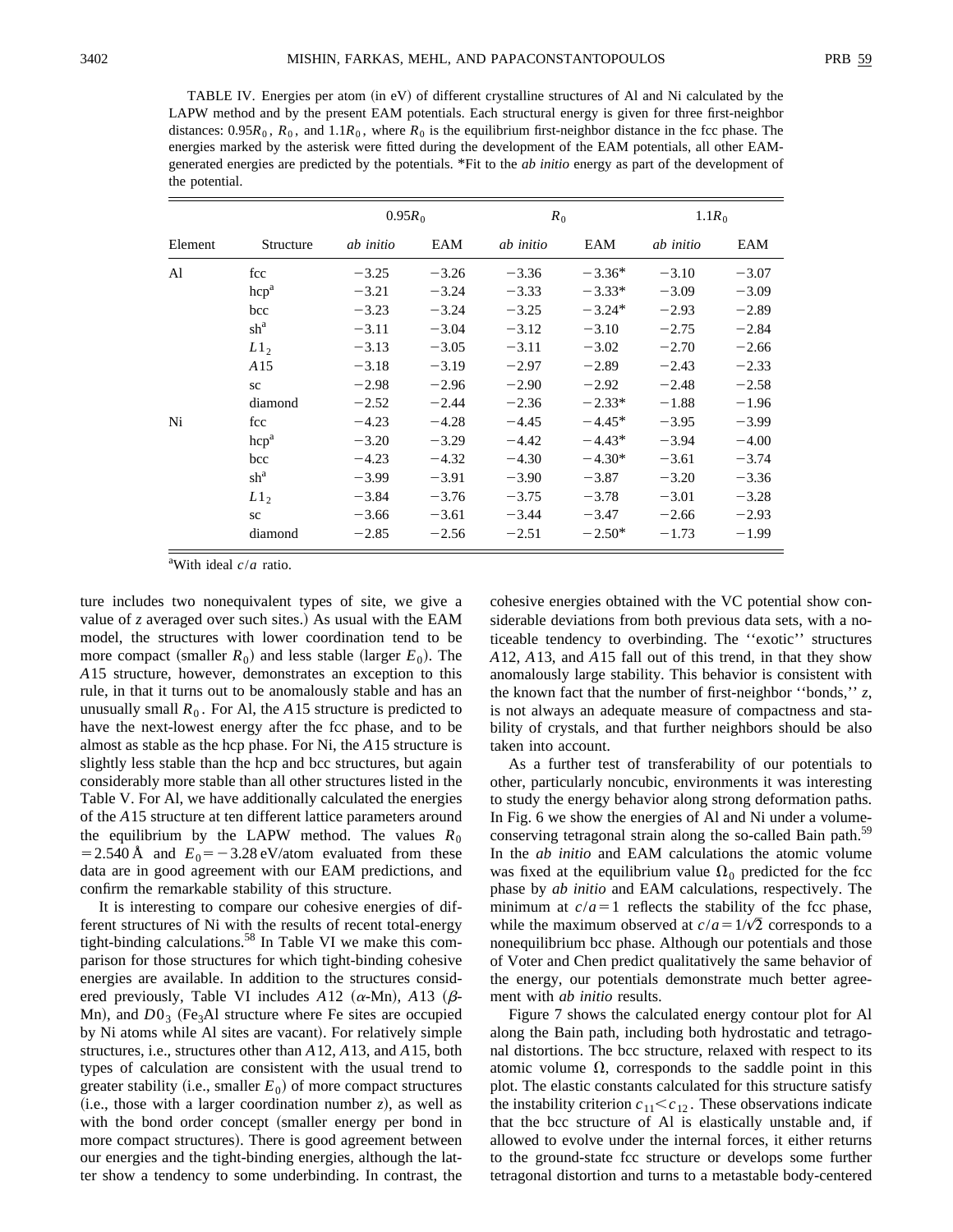TABLE IV. Energies per atom (in eV) of different crystalline structures of Al and Ni calculated by the LAPW method and by the present EAM potentials. Each structural energy is given for three first-neighbor distances: $0.95R_0$, $R_0$, and $1.1R_0$, where $R_0$ is the equilibrium first-neighbor distance in the fcc phase. The energies marked by the asterisk were fitted during the development of the EAM potentials, all other EAM-generated energies are predicted by the potentials. *Fit to the *ab initio* energy as part of the development of the potential.

| | | $0.95R_0$ | | $R_0$ | | $1.1R_0$ | |
|---|---|---|---|---|---|---|---|
| Element | Structure | *ab initio* | EAM | *ab initio* | EAM | *ab initio* | EAM |
| Al | fcc | −3.25 | −3.26 | −3.36 | −3.36* | −3.10 | −3.07 |
| | hcp[a] | −3.21 | −3.24 | −3.33 | −3.33* | −3.09 | −3.09 |
| | bcc | −3.23 | −3.24 | −3.25 | −3.24* | −2.93 | −2.89 |
| | sh[a] | −3.11 | −3.04 | −3.12 | −3.10 | −2.75 | −2.84 |
| | $L1_2$ | −3.13 | −3.05 | −3.11 | −3.02 | −2.70 | −2.66 |
| | *A*15 | −3.18 | −3.19 | −2.97 | −2.89 | −2.43 | −2.33 |
| | sc | −2.98 | −2.96 | −2.90 | −2.92 | −2.48 | −2.58 |
| | diamond | −2.52 | −2.44 | −2.36 | −2.33* | −1.88 | −1.96 |
| Ni | fcc | −4.23 | −4.28 | −4.45 | −4.45* | −3.95 | −3.99 |
| | hcp[a] | −3.20 | −3.29 | −4.42 | −4.43* | −3.94 | −4.00 |
| | bcc | −4.23 | −4.32 | −4.30 | −4.30* | −3.61 | −3.74 |
| | sh[a] | −3.99 | −3.91 | −3.90 | −3.87 | −3.20 | −3.36 |
| | $L1_2$ | −3.84 | −3.76 | −3.75 | −3.78 | −3.01 | −3.28 |
| | sc | −3.66 | −3.61 | −3.44 | −3.47 | −2.66 | −2.93 |
| | diamond | −2.85 | −2.56 | −2.51 | −2.50* | −1.73 | −1.99 |

[a]With ideal $c/a$ ratio.

ture includes two nonequivalent types of site, we give a value of $z$ averaged over such sites.) As usual with the EAM model, the structures with lower coordination tend to be more compact (smaller $R_0$) and less stable (larger $E_0$). The *A*15 structure, however, demonstrates an exception to this rule, in that it turns out to be anomalously stable and has an unusually small $R_0$. For Al, the *A*15 structure is predicted to have the next-lowest energy after the fcc phase, and to be almost as stable as the hcp phase. For Ni, the *A*15 structure is slightly less stable than the hcp and bcc structures, but again considerably more stable than all other structures listed in the Table V. For Al, we have additionally calculated the energies of the *A*15 structure at ten different lattice parameters around the equilibrium by the LAPW method. The values $R_0 = 2.540$ Å and $E_0 = -3.28$ eV/atom evaluated from these data are in good agreement with our EAM predictions, and confirm the remarkable stability of this structure.

It is interesting to compare our cohesive energies of different structures of Ni with the results of recent total-energy tight-binding calculations.[58] In Table VI we make this comparison for those structures for which tight-binding cohesive energies are available. In addition to the structures considered previously, Table VI includes *A*12 ($\alpha$-Mn), *A*13 ($\beta$-Mn), and $D0_3$ ($Fe_3Al$ structure where Fe sites are occupied by Ni atoms while Al sites are vacant). For relatively simple structures, i.e., structures other than *A*12, *A*13, and *A*15, both types of calculation are consistent with the usual trend to greater stability (i.e., smaller $E_0$) of more compact structures (i.e., those with a larger coordination number $z$), as well as with the bond order concept (smaller energy per bond in more compact structures). There is good agreement between our energies and the tight-binding energies, although the latter show a tendency to some underbinding. In contrast, the cohesive energies obtained with the VC potential show considerable deviations from both previous data sets, with a noticeable tendency to overbinding. The ''exotic'' structures *A*12, *A*13, and *A*15 fall out of this trend, in that they show anomalously large stability. This behavior is consistent with the known fact that the number of first-neighbor ''bonds,'' $z$, is not always an adequate measure of compactness and stability of crystals, and that further neighbors should be also taken into account.

As a further test of transferability of our potentials to other, particularly noncubic, environments it was interesting to study the energy behavior along strong deformation paths. In Fig. 6 we show the energies of Al and Ni under a volume-conserving tetragonal strain along the so-called Bain path.[59] In the *ab initio* and EAM calculations the atomic volume was fixed at the equilibrium value $\Omega_0$ predicted for the fcc phase by *ab initio* and EAM calculations, respectively. The minimum at $c/a = 1$ reflects the stability of the fcc phase, while the maximum observed at $c/a = 1/\sqrt{2}$ corresponds to a nonequilibrium bcc phase. Although our potentials and those of Voter and Chen predict qualitatively the same behavior of the energy, our potentials demonstrate much better agreement with *ab initio* results.

Figure 7 shows the calculated energy contour plot for Al along the Bain path, including both hydrostatic and tetragonal distortions. The bcc structure, relaxed with respect to its atomic volume $\Omega$, corresponds to the saddle point in this plot. The elastic constants calculated for this structure satisfy the instability criterion $c_{11} < c_{12}$. These observations indicate that the bcc structure of Al is elastically unstable and, if allowed to evolve under the internal forces, it either returns to the ground-state fcc structure or develops some further tetragonal distortion and turns to a metastable body-centered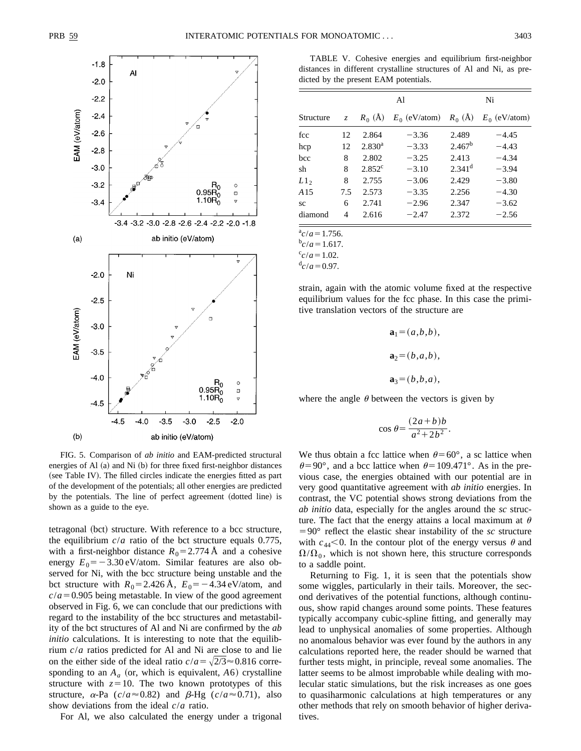FIG. 5. Comparison of *ab initio* and EAM-predicted structural energies of Al (a) and Ni (b) for three fixed first-neighbor distances (see Table IV). The filled circles indicate the energies fitted as part of the development of the potentials; all other energies are predicted by the potentials. The line of perfect agreement (dotted line) is shown as a guide to the eye.

tetragonal (bct) structure. With reference to a bcc structure, the equilibrium $c/a$ ratio of the bct structure equals 0.775, with a first-neighbor distance $R_0=2.774$ Å and a cohesive energy $E_0=-3.30$ eV/atom. Similar features are also observed for Ni, with the bcc structure being unstable and the bct structure with $R_0=2.426$ Å, $E_0=-4.34$ eV/atom, and $c/a=0.905$ being metastable. In view of the good agreement observed in Fig. 6, we can conclude that our predictions with regard to the instability of the bcc structures and metastability of the bct structures of Al and Ni are confirmed by the *ab initio* calculations. It is interesting to note that the equilibrium $c/a$ ratios predicted for Al and Ni are close to and lie on the either side of the ideal ratio $c/a=\sqrt{2/3}\approx 0.816$ corresponding to an $A_a$ (or, which is equivalent, $A6$) crystalline structure with $z=10$. The two known prototypes of this structure, α-Pa ($c/a\approx 0.82$) and β-Hg ($c/a\approx 0.71$), also show deviations from the ideal $c/a$ ratio.

For Al, we also calculated the energy under a trigonal

TABLE V. Cohesive energies and equilibrium first-neighbor distances in different crystalline structures of Al and Ni, as predicted by the present EAM potentials.

| | | Al | | Ni | |
|---|---|---|---|---|---|
| Structure | $z$ | $R_0$ (Å) | $E_0$ (eV/atom) | $R_0$ (Å) | $E_0$ (eV/atom) |
| fcc | 12 | 2.864 | −3.36 | 2.489 | −4.45 |
| hcp | 12 | 2.830[a] | −3.33 | 2.467[b] | −4.43 |
| bcc | 8 | 2.802 | −3.25 | 2.413 | −4.34 |
| sh | 8 | 2.852[c] | −3.10 | 2.341[d] | −3.94 |
| $L1_2$ | 8 | 2.755 | −3.06 | 2.429 | −3.80 |
| $A15$ | 7.5 | 2.573 | −3.35 | 2.256 | −4.30 |
| sc | 6 | 2.741 | −2.96 | 2.347 | −3.62 |
| diamond | 4 | 2.616 | −2.47 | 2.372 | −2.56 |

[a] $c/a=1.756$.
[b] $c/a=1.617$.
[c] $c/a=1.02$.
[d] $c/a=0.97$.

strain, again with the atomic volume fixed at the respective equilibrium values for the fcc phase. In this case the primitive translation vectors of the structure are

$$\mathbf{a}_1=(a,b,b),$$

$$\mathbf{a}_2=(b,a,b),$$

$$\mathbf{a}_3=(b,b,a),$$

where the angle θ between the vectors is given by

$$\cos\theta=\frac{(2a+b)b}{a^2+2b^2}.$$

We thus obtain a fcc lattice when $\theta=60°$, a sc lattice when $\theta=90°$, and a bcc lattice when $\theta=109.471°$. As in the previous case, the energies obtained with our potential are in very good quantitative agreement with *ab initio* energies. In contrast, the VC potential shows strong deviations from the *ab initio* data, especially for the angles around the *sc* structure. The fact that the energy attains a local maximum at $\theta=90°$ reflect the elastic shear instability of the *sc* structure with $c_{44}<0$. In the contour plot of the energy versus θ and $\Omega/\Omega_0$, which is not shown here, this structure corresponds to a saddle point.

Returning to Fig. 1, it is seen that the potentials show some wiggles, particularly in their tails. Moreover, the second derivatives of the potential functions, although continuous, show rapid changes around some points. These features typically accompany cubic-spline fitting, and generally may lead to unphysical anomalies of some properties. Although no anomalous behavior was ever found by the authors in any calculations reported here, the reader should be warned that further tests might, in principle, reveal some anomalies. The latter seems to be almost improbable while dealing with molecular static simulations, but the risk increases as one goes to quasiharmonic calculations at high temperatures or any other methods that rely on smooth behavior of higher derivatives.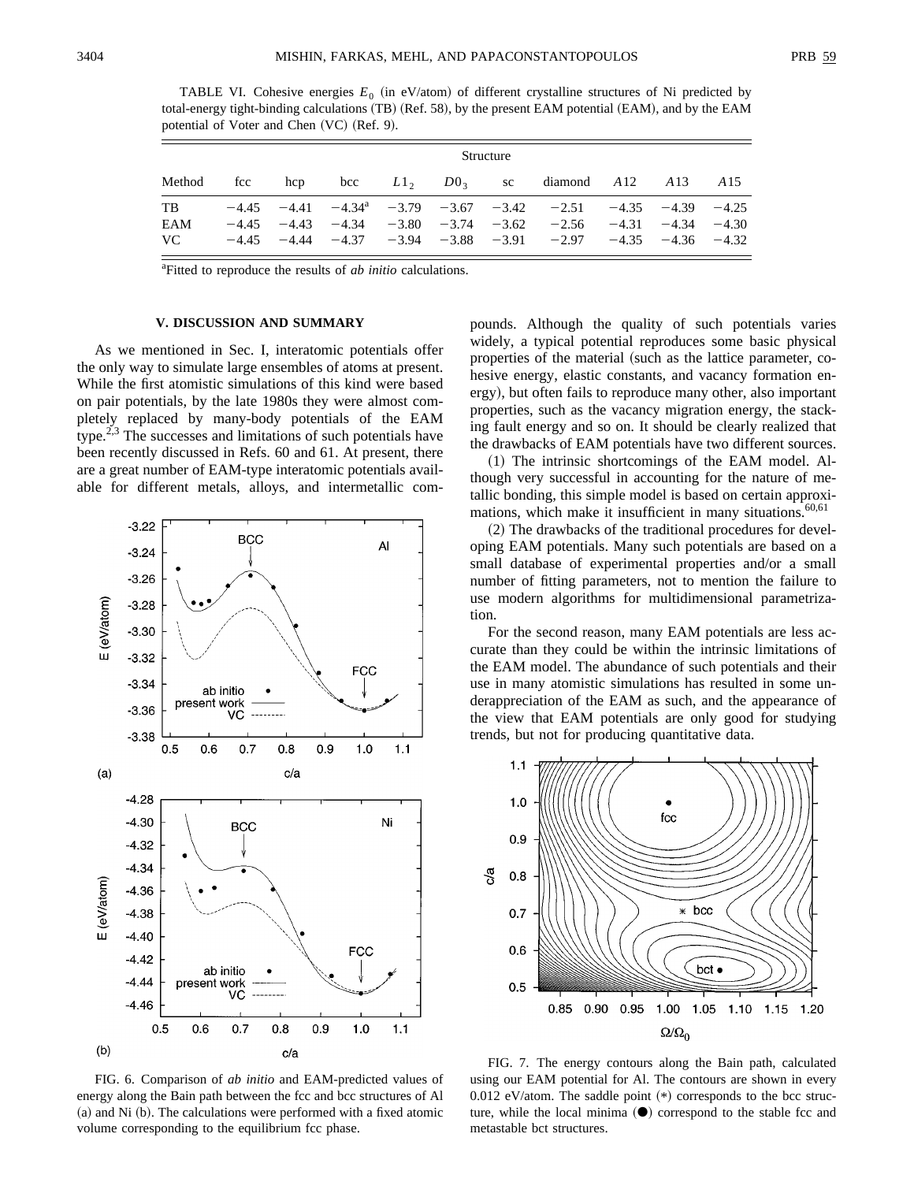TABLE VI. Cohesive energies $E_0$ (in eV/atom) of different crystalline structures of Ni predicted by total-energy tight-binding calculations (TB) (Ref. 58), by the present EAM potential (EAM), and by the EAM potential of Voter and Chen (VC) (Ref. 9).

| Method | fcc | hcp | bcc | $L1_2$ | $D0_3$ | sc | diamond | $A12$ | $A13$ | $A15$ |
|---|---|---|---|---|---|---|---|---|---|---|
| TB | −4.45 | −4.41 | −4.34[a] | −3.79 | −3.67 | −3.42 | −2.51 | −4.35 | −4.39 | −4.25 |
| EAM | −4.45 | −4.43 | −4.34 | −3.80 | −3.74 | −3.62 | −2.56 | −4.31 | −4.34 | −4.30 |
| VC | −4.45 | −4.44 | −4.37 | −3.94 | −3.88 | −3.91 | −2.97 | −4.35 | −4.36 | −4.32 |

[a]Fitted to reproduce the results of *ab initio* calculations.

## V. DISCUSSION AND SUMMARY

As we mentioned in Sec. I, interatomic potentials offer the only way to simulate large ensembles of atoms at present. While the first atomistic simulations of this kind were based on pair potentials, by the late 1980s they were almost completely replaced by many-body potentials of the EAM type.[2,3] The successes and limitations of such potentials have been recently discussed in Refs. 60 and 61. At present, there are a great number of EAM-type interatomic potentials available for different metals, alloys, and intermetallic compounds. Although the quality of such potentials varies widely, a typical potential reproduces some basic physical properties of the material (such as the lattice parameter, cohesive energy, elastic constants, and vacancy formation energy), but often fails to reproduce many other, also important properties, such as the vacancy migration energy, the stacking fault energy and so on. It should be clearly realized that the drawbacks of EAM potentials have two different sources.

(1) The intrinsic shortcomings of the EAM model. Although very successful in accounting for the nature of metallic bonding, this simple model is based on certain approximations, which make it insufficient in many situations.[60,61]

(2) The drawbacks of the traditional procedures for developing EAM potentials. Many such potentials are based on a small database of experimental properties and/or a small number of fitting parameters, not to mention the failure to use modern algorithms for multidimensional parametrization.

For the second reason, many EAM potentials are less accurate than they could be within the intrinsic limitations of the EAM model. The abundance of such potentials and their use in many atomistic simulations has resulted in some underappreciation of the EAM as such, and the appearance of the view that EAM potentials are only good for studying trends, but not for producing quantitative data.

FIG. 6. Comparison of *ab initio* and EAM-predicted values of energy along the Bain path between the fcc and bcc structures of Al (a) and Ni (b). The calculations were performed with a fixed atomic volume corresponding to the equilibrium fcc phase.

FIG. 7. The energy contours along the Bain path, calculated using our EAM potential for Al. The contours are shown in every 0.012 eV/atom. The saddle point (*) corresponds to the bcc structure, while the local minima (●) correspond to the stable fcc and metastable bct structures.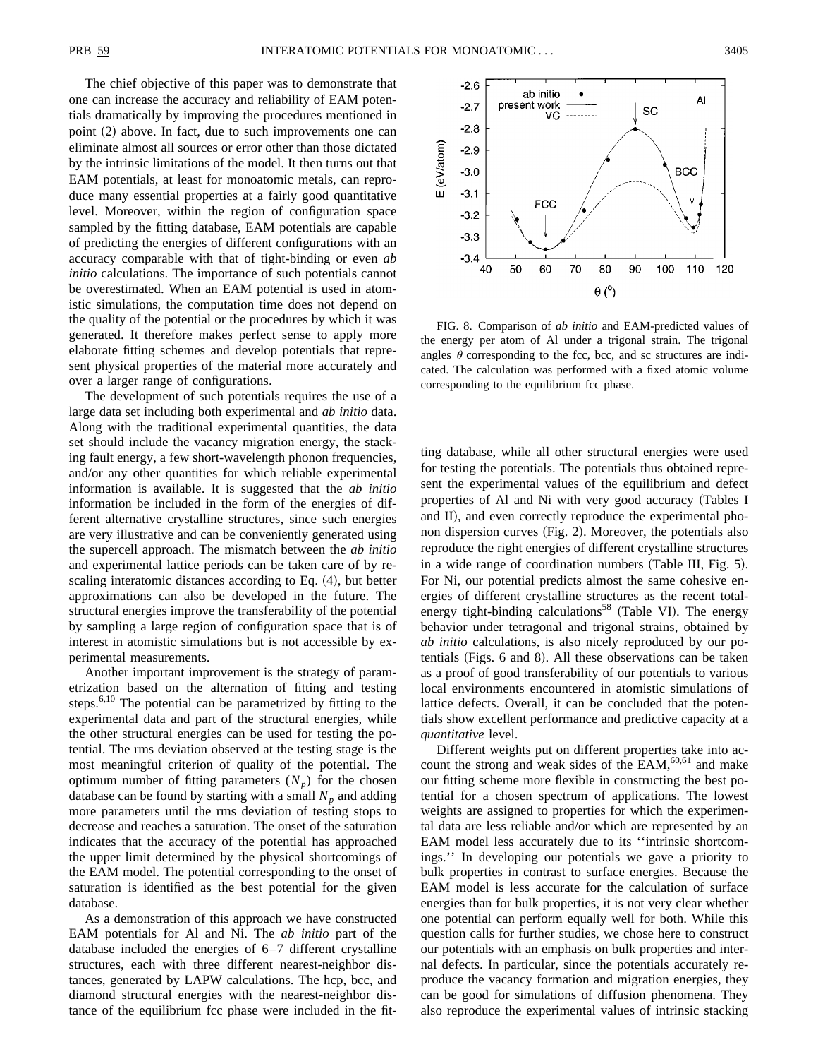The chief objective of this paper was to demonstrate that one can increase the accuracy and reliability of EAM potentials dramatically by improving the procedures mentioned in point (2) above. In fact, due to such improvements one can eliminate almost all sources or error other than those dictated by the intrinsic limitations of the model. It then turns out that EAM potentials, at least for monoatomic metals, can reproduce many essential properties at a fairly good quantitative level. Moreover, within the region of configuration space sampled by the fitting database, EAM potentials are capable of predicting the energies of different configurations with an accuracy comparable with that of tight-binding or even *ab initio* calculations. The importance of such potentials cannot be overestimated. When an EAM potential is used in atomistic simulations, the computation time does not depend on the quality of the potential or the procedures by which it was generated. It therefore makes perfect sense to apply more elaborate fitting schemes and develop potentials that represent physical properties of the material more accurately and over a larger range of configurations.

The development of such potentials requires the use of a large data set including both experimental and *ab initio* data. Along with the traditional experimental quantities, the data set should include the vacancy migration energy, the stacking fault energy, a few short-wavelength phonon frequencies, and/or any other quantities for which reliable experimental information is available. It is suggested that the *ab initio* information be included in the form of the energies of different alternative crystalline structures, since such energies are very illustrative and can be conveniently generated using the supercell approach. The mismatch between the *ab initio* and experimental lattice periods can be taken care of by rescaling interatomic distances according to Eq. (4), but better approximations can also be developed in the future. The structural energies improve the transferability of the potential by sampling a large region of configuration space that is of interest in atomistic simulations but is not accessible by experimental measurements.

Another important improvement is the strategy of parametrization based on the alternation of fitting and testing steps.[6,10] The potential can be parametrized by fitting to the experimental data and part of the structural energies, while the other structural energies can be used for testing the potential. The rms deviation observed at the testing stage is the most meaningful criterion of quality of the potential. The optimum number of fitting parameters ($N_p$) for the chosen database can be found by starting with a small $N_p$ and adding more parameters until the rms deviation of testing stops to decrease and reaches a saturation. The onset of the saturation indicates that the accuracy of the potential has approached the upper limit determined by the physical shortcomings of the EAM model. The potential corresponding to the onset of saturation is identified as the best potential for the given database.

As a demonstration of this approach we have constructed EAM potentials for Al and Ni. The *ab initio* part of the database included the energies of 6–7 different crystalline structures, each with three different nearest-neighbor distances, generated by LAPW calculations. The hcp, bcc, and diamond structural energies with the nearest-neighbor distance of the equilibrium fcc phase were included in the fitting database, while all other structural energies were used for testing the potentials. The potentials thus obtained represent the experimental values of the equilibrium and defect properties of Al and Ni with very good accuracy (Tables I and II), and even correctly reproduce the experimental phonon dispersion curves (Fig. 2). Moreover, the potentials also reproduce the right energies of different crystalline structures in a wide range of coordination numbers (Table III, Fig. 5). For Ni, our potential predicts almost the same cohesive energies of different crystalline structures as the recent total-energy tight-binding calculations[58] (Table VI). The energy behavior under tetragonal and trigonal strains, obtained by *ab initio* calculations, is also nicely reproduced by our potentials (Figs. 6 and 8). All these observations can be taken as a proof of good transferability of our potentials to various local environments encountered in atomistic simulations of lattice defects. Overall, it can be concluded that the potentials show excellent performance and predictive capacity at a *quantitative* level.

FIG. 8. Comparison of *ab initio* and EAM-predicted values of the energy per atom of Al under a trigonal strain. The trigonal angles $\theta$ corresponding to the fcc, bcc, and sc structures are indicated. The calculation was performed with a fixed atomic volume corresponding to the equilibrium fcc phase.

Different weights put on different properties take into account the strong and weak sides of the EAM,[60,61] and make our fitting scheme more flexible in constructing the best potential for a chosen spectrum of applications. The lowest weights are assigned to properties for which the experimental data are less reliable and/or which are represented by an EAM model less accurately due to its ''intrinsic shortcomings.'' In developing our potentials we gave a priority to bulk properties in contrast to surface energies. Because the EAM model is less accurate for the calculation of surface energies than for bulk properties, it is not very clear whether one potential can perform equally well for both. While this question calls for further studies, we chose here to construct our potentials with an emphasis on bulk properties and internal defects. In particular, since the potentials accurately reproduce the vacancy formation and migration energies, they can be good for simulations of diffusion phenomena. They also reproduce the experimental values of intrinsic stacking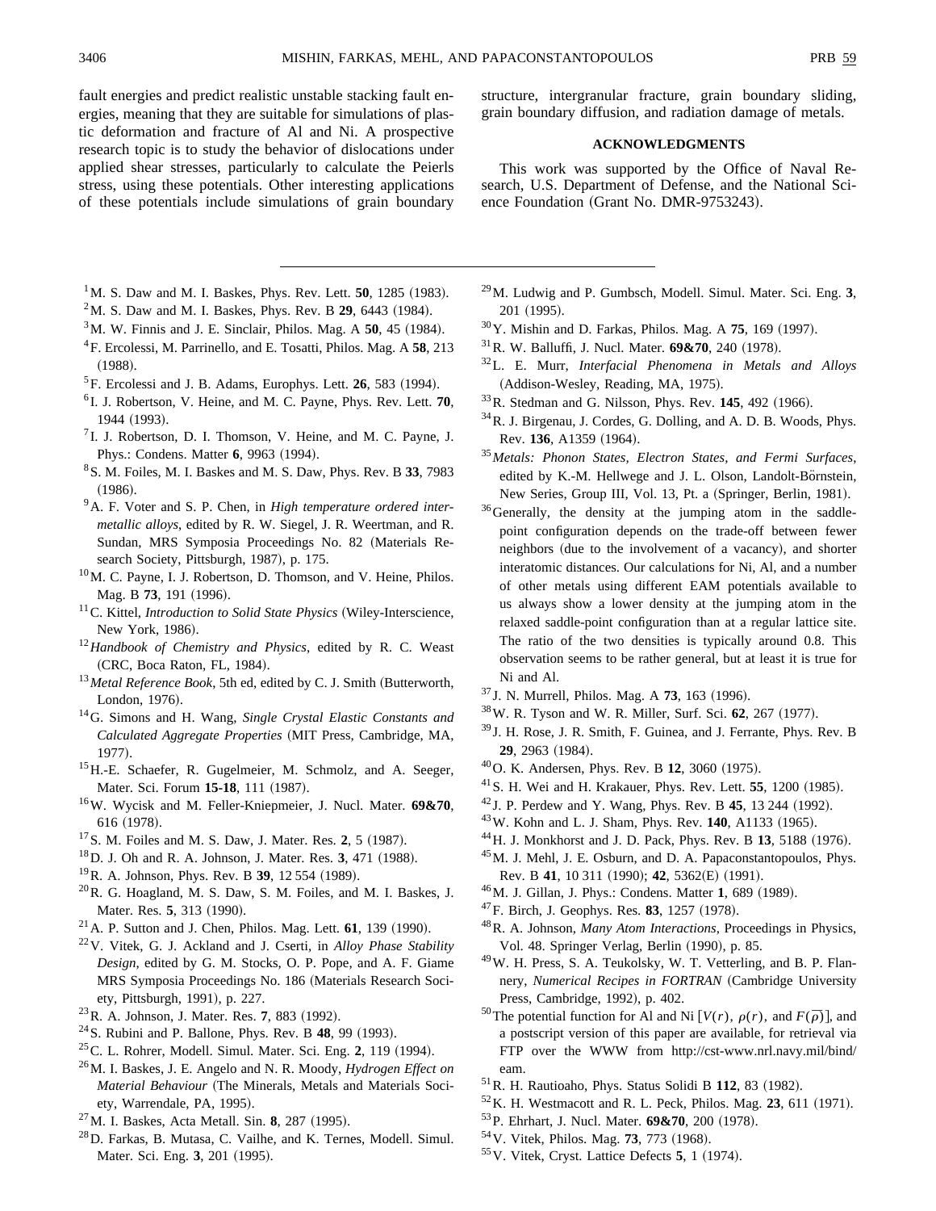fault energies and predict realistic unstable stacking fault energies, meaning that they are suitable for simulations of plastic deformation and fracture of Al and Ni. A prospective research topic is to study the behavior of dislocations under applied shear stresses, particularly to calculate the Peierls stress, using these potentials. Other interesting applications of these potentials include simulations of grain boundary structure, intergranular fracture, grain boundary sliding, grain boundary diffusion, and radiation damage of metals.

## ACKNOWLEDGMENTS

This work was supported by the Office of Naval Research, U.S. Department of Defense, and the National Science Foundation (Grant No. DMR-9753243).

---

[1] M. S. Daw and M. I. Baskes, Phys. Rev. Lett. **50**, 1285 (1983).

[2] M. S. Daw and M. I. Baskes, Phys. Rev. B **29**, 6443 (1984).

[3] M. W. Finnis and J. E. Sinclair, Philos. Mag. A **50**, 45 (1984).

[4] F. Ercolessi, M. Parrinello, and E. Tosatti, Philos. Mag. A **58**, 213 (1988).

[5] F. Ercolessi and J. B. Adams, Europhys. Lett. **26**, 583 (1994).

[6] I. J. Robertson, V. Heine, and M. C. Payne, Phys. Rev. Lett. **70**, 1944 (1993).

[7] I. J. Robertson, D. I. Thomson, V. Heine, and M. C. Payne, J. Phys.: Condens. Matter **6**, 9963 (1994).

[8] S. M. Foiles, M. I. Baskes and M. S. Daw, Phys. Rev. B **33**, 7983 (1986).

[9] A. F. Voter and S. P. Chen, in *High temperature ordered intermetallic alloys*, edited by R. W. Siegel, J. R. Weertman, and R. Sundan, MRS Symposia Proceedings No. 82 (Materials Research Society, Pittsburgh, 1987), p. 175.

[10] M. C. Payne, I. J. Robertson, D. Thomson, and V. Heine, Philos. Mag. B **73**, 191 (1996).

[11] C. Kittel, *Introduction to Solid State Physics* (Wiley-Interscience, New York, 1986).

[12] *Handbook of Chemistry and Physics*, edited by R. C. Weast (CRC, Boca Raton, FL, 1984).

[13] *Metal Reference Book*, 5th ed, edited by C. J. Smith (Butterworth, London, 1976).

[14] G. Simons and H. Wang, *Single Crystal Elastic Constants and Calculated Aggregate Properties* (MIT Press, Cambridge, MA, 1977).

[15] H.-E. Schaefer, R. Gugelmeier, M. Schmolz, and A. Seeger, Mater. Sci. Forum **15-18**, 111 (1987).

[16] W. Wycisk and M. Feller-Kniepmeier, J. Nucl. Mater. **69&70**, 616 (1978).

[17] S. M. Foiles and M. S. Daw, J. Mater. Res. **2**, 5 (1987).

[18] D. J. Oh and R. A. Johnson, J. Mater. Res. **3**, 471 (1988).

[19] R. A. Johnson, Phys. Rev. B **39**, 12 554 (1989).

[20] R. G. Hoagland, M. S. Daw, S. M. Foiles, and M. I. Baskes, J. Mater. Res. **5**, 313 (1990).

[21] A. P. Sutton and J. Chen, Philos. Mag. Lett. **61**, 139 (1990).

[22] V. Vitek, G. J. Ackland and J. Cserti, in *Alloy Phase Stability Design*, edited by G. M. Stocks, O. P. Pope, and A. F. Giame MRS Symposia Proceedings No. 186 (Materials Research Society, Pittsburgh, 1991), p. 227.

[23] R. A. Johnson, J. Mater. Res. **7**, 883 (1992).

[24] S. Rubini and P. Ballone, Phys. Rev. B **48**, 99 (1993).

[25] C. L. Rohrer, Modell. Simul. Mater. Sci. Eng. **2**, 119 (1994).

[26] M. I. Baskes, J. E. Angelo and N. R. Moody, *Hydrogen Effect on Material Behaviour* (The Minerals, Metals and Materials Society, Warrendale, PA, 1995).

[27] M. I. Baskes, Acta Metall. Sin. **8**, 287 (1995).

[28] D. Farkas, B. Mutasa, C. Vailhe, and K. Ternes, Modell. Simul. Mater. Sci. Eng. **3**, 201 (1995).

[29] M. Ludwig and P. Gumbsch, Modell. Simul. Mater. Sci. Eng. **3**, 201 (1995).

[30] Y. Mishin and D. Farkas, Philos. Mag. A **75**, 169 (1997).

[31] R. W. Balluffi, J. Nucl. Mater. **69&70**, 240 (1978).

[32] L. E. Murr, *Interfacial Phenomena in Metals and Alloys* (Addison-Wesley, Reading, MA, 1975).

[33] R. Stedman and G. Nilsson, Phys. Rev. **145**, 492 (1966).

[34] R. J. Birgenau, J. Cordes, G. Dolling, and A. D. B. Woods, Phys. Rev. **136**, A1359 (1964).

[35] *Metals: Phonon States, Electron States, and Fermi Surfaces*, edited by K.-M. Hellwege and J. L. Olson, Landolt-Börnstein, New Series, Group III, Vol. 13, Pt. a (Springer, Berlin, 1981).

[36] Generally, the density at the jumping atom in the saddle-point configuration depends on the trade-off between fewer neighbors (due to the involvement of a vacancy), and shorter interatomic distances. Our calculations for Ni, Al, and a number of other metals using different EAM potentials available to us always show a lower density at the jumping atom in the relaxed saddle-point configuration than at a regular lattice site. The ratio of the two densities is typically around 0.8. This observation seems to be rather general, but at least it is true for Ni and Al.

[37] J. N. Murrell, Philos. Mag. A **73**, 163 (1996).

[38] W. R. Tyson and W. R. Miller, Surf. Sci. **62**, 267 (1977).

[39] J. H. Rose, J. R. Smith, F. Guinea, and J. Ferrante, Phys. Rev. B **29**, 2963 (1984).

[40] O. K. Andersen, Phys. Rev. B **12**, 3060 (1975).

[41] S. H. Wei and H. Krakauer, Phys. Rev. Lett. **55**, 1200 (1985).

[42] J. P. Perdew and Y. Wang, Phys. Rev. B **45**, 13 244 (1992).

[43] W. Kohn and L. J. Sham, Phys. Rev. **140**, A1133 (1965).

[44] H. J. Monkhorst and J. D. Pack, Phys. Rev. B **13**, 5188 (1976).

[45] M. J. Mehl, J. E. Osburn, and D. A. Papaconstantopoulos, Phys. Rev. B **41**, 10 311 (1990); **42**, 5362(E) (1991).

[46] M. J. Gillan, J. Phys.: Condens. Matter **1**, 689 (1989).

[47] F. Birch, J. Geophys. Res. **83**, 1257 (1978).

[48] R. A. Johnson, *Many Atom Interactions*, Proceedings in Physics, Vol. 48. Springer Verlag, Berlin (1990), p. 85.

[49] W. H. Press, S. A. Teukolsky, W. T. Vetterling, and B. P. Flannery, *Numerical Recipes in FORTRAN* (Cambridge University Press, Cambridge, 1992), p. 402.

[50] The potential function for Al and Ni [$V(r)$, $\rho(r)$, and $F(\bar{\rho})$], and a postscript version of this paper are available, for retrieval via FTP over the WWW from http://cst-www.nrl.navy.mil/bind/eam.

[51] R. H. Rautioaho, Phys. Status Solidi B **112**, 83 (1982).

[52] K. H. Westmacott and R. L. Peck, Philos. Mag. **23**, 611 (1971).

[53] P. Ehrhart, J. Nucl. Mater. **69&70**, 200 (1978).

[54] V. Vitek, Philos. Mag. **73**, 773 (1968).

[55] V. Vitek, Cryst. Lattice Defects **5**, 1 (1974).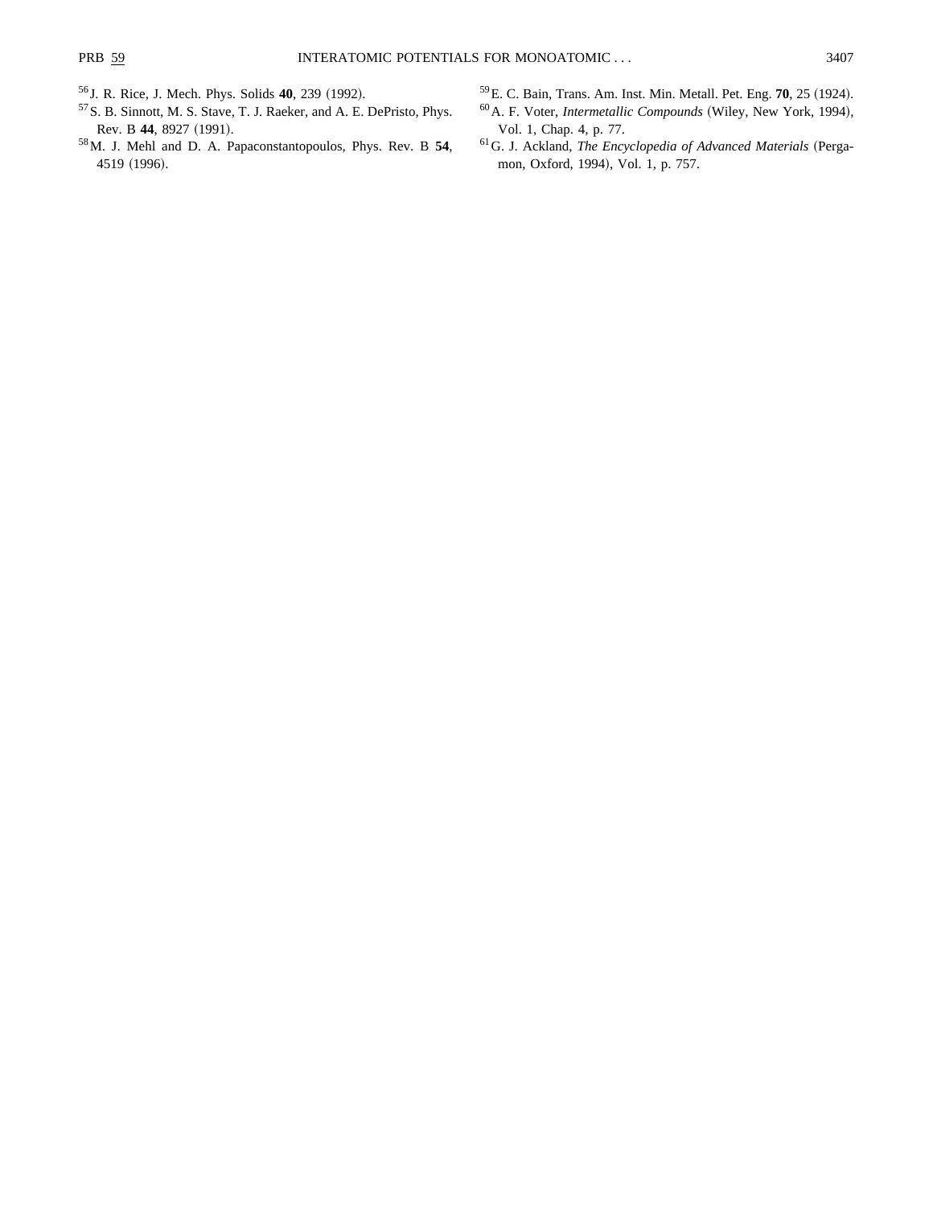[56] J. R. Rice, J. Mech. Phys. Solids **40**, 239 (1992).

[57] S. B. Sinnott, M. S. Stave, T. J. Raeker, and A. E. DePristo, Phys. Rev. B **44**, 8927 (1991).

[58] M. J. Mehl and D. A. Papaconstantopoulos, Phys. Rev. B **54**, 4519 (1996).

[59] E. C. Bain, Trans. Am. Inst. Min. Metall. Pet. Eng. **70**, 25 (1924).

[60] A. F. Voter, *Intermetallic Compounds* (Wiley, New York, 1994), Vol. 1, Chap. 4, p. 77.

[61] G. J. Ackland, *The Encyclopedia of Advanced Materials* (Pergamon, Oxford, 1994), Vol. 1, p. 757.